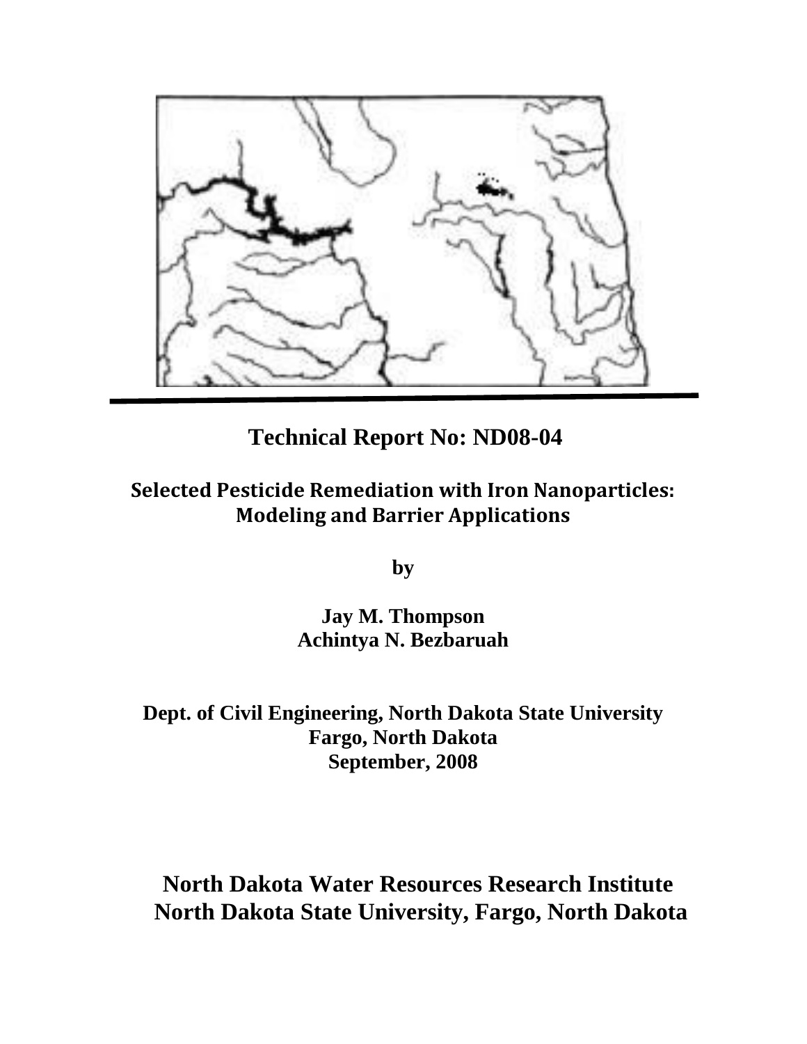## Technical Report No: ND08-04

# Selected Pesticide Remediation with Iron Nanoparticles: Modeling and Barrier Applications

**by**

**Jay M. Thompson**
**Achintya N. Bezbaruah**

**Dept. of Civil Engineering, North Dakota State University**
**Fargo, North Dakota**
**September, 2008**

**North Dakota Water Resources Research Institute**
**North Dakota State University, Fargo, North Dakota**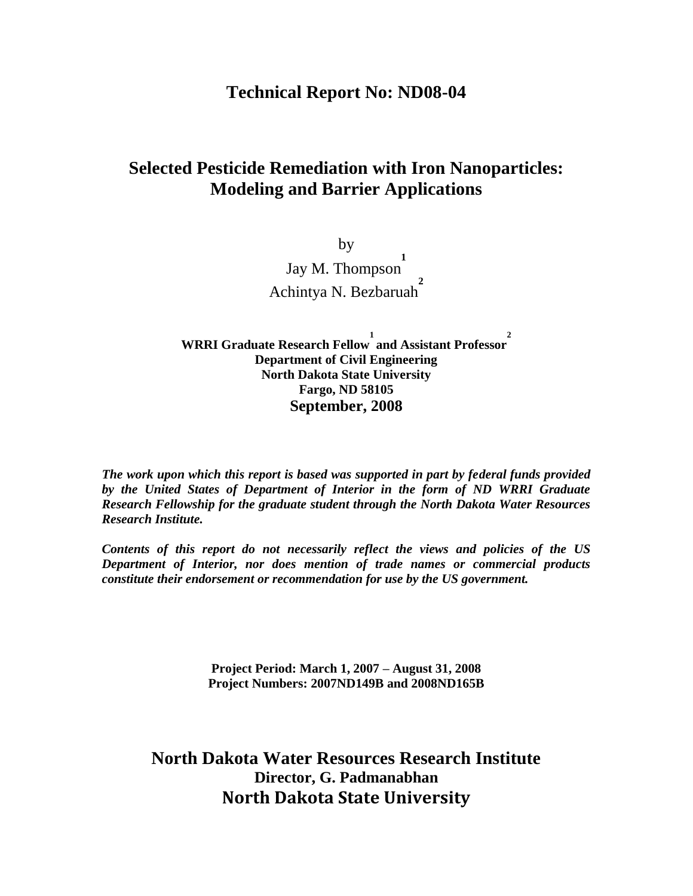# Technical Report No: ND08-04

## Selected Pesticide Remediation with Iron Nanoparticles: Modeling and Barrier Applications

by

Jay M. Thompson[1]

Achintya N. Bezbaruah[2]

**WRRI Graduate Research Fellow[1] and Assistant Professor[2]**
**Department of Civil Engineering**
**North Dakota State University**
**Fargo, ND 58105**
**September, 2008**

***The work upon which this report is based was supported in part by federal funds provided by the United States of Department of Interior in the form of ND WRRI Graduate Research Fellowship for the graduate student through the North Dakota Water Resources Research Institute.***

***Contents of this report do not necessarily reflect the views and policies of the US Department of Interior, nor does mention of trade names or commercial products constitute their endorsement or recommendation for use by the US government.***

**Project Period: March 1, 2007 – August 31, 2008**
**Project Numbers: 2007ND149B and 2008ND165B**

**North Dakota Water Resources Research Institute**
**Director, G. Padmanabhan**
**North Dakota State University**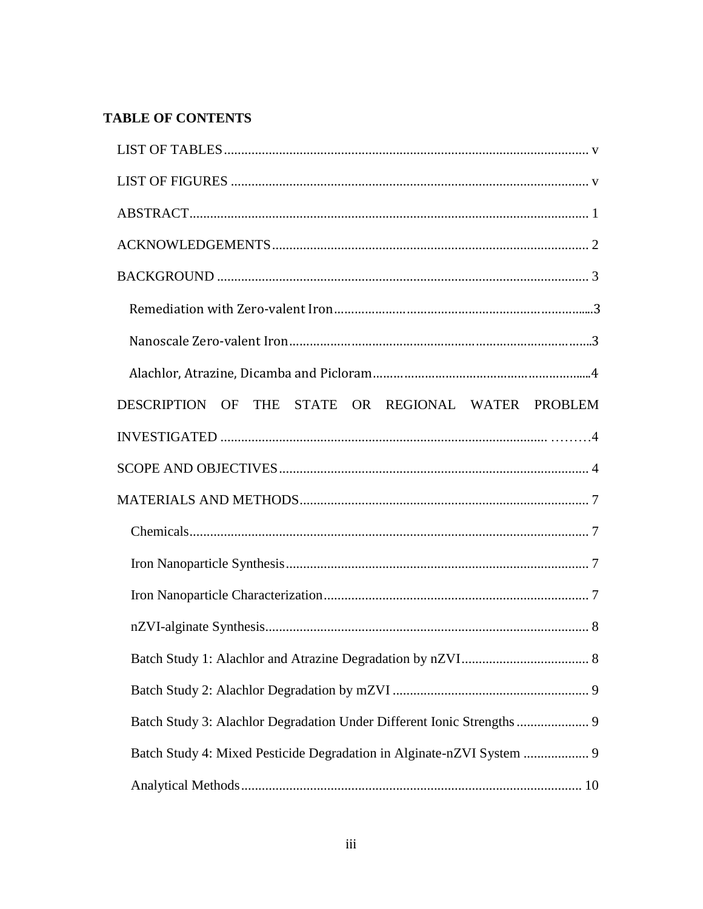## TABLE OF CONTENTS

LIST OF TABLES ........................................................................................................ v

LIST OF FIGURES ...................................................................................................... v

ABSTRACT .................................................................................................................. 1

ACKNOWLEDGEMENTS .......................................................................................... 2

BACKGROUND .......................................................................................................... 3

- Remediation with Zero-valent Iron ........................................................................ 3
- Nanoscale Zero-valent Iron .................................................................................... 3
- Alachlor, Atrazine, Dicamba and Picloram ............................................................ 4

DESCRIPTION OF THE STATE OR REGIONAL WATER PROBLEM INVESTIGATED ........................................................................................................ 4

SCOPE AND OBJECTIVES ........................................................................................ 4

MATERIALS AND METHODS .................................................................................. 7

- Chemicals ................................................................................................................ 7
- Iron Nanoparticle Synthesis .................................................................................... 7
- Iron Nanoparticle Characterization ......................................................................... 7
- nZVI-alginate Synthesis .......................................................................................... 8
- Batch Study 1: Alachlor and Atrazine Degradation by nZVI ................................. 8
- Batch Study 2: Alachlor Degradation by mZVI ...................................................... 9
- Batch Study 3: Alachlor Degradation Under Different Ionic Strengths .................. 9
- Batch Study 4: Mixed Pesticide Degradation in Alginate-nZVI System ................ 9
- Analytical Methods ................................................................................................ 10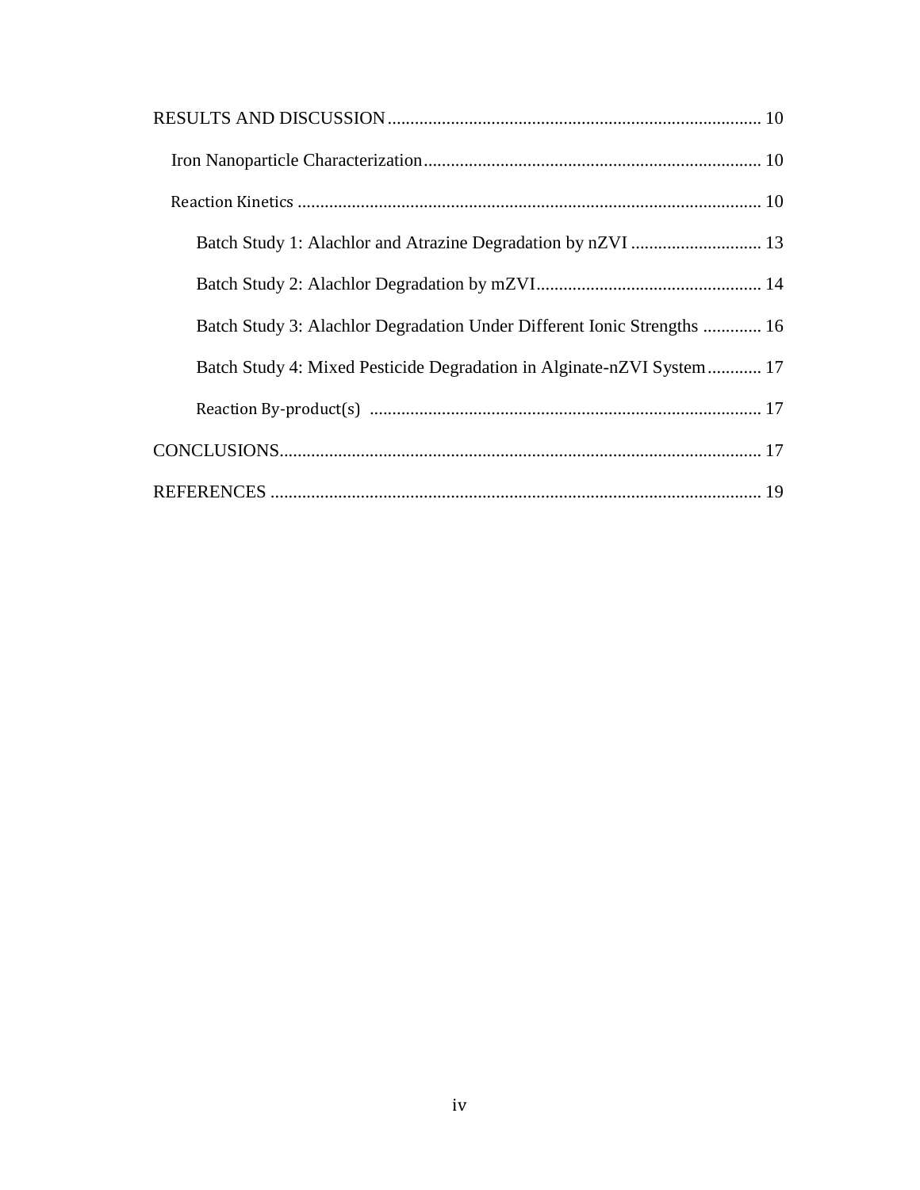RESULTS AND DISCUSSION .................................................................................. 10

Iron Nanoparticle Characterization.......................................................................... 10

Reaction Kinetics ....................................................................................................... 10

Batch Study 1: Alachlor and Atrazine Degradation by nZVI ............................. 13

Batch Study 2: Alachlor Degradation by mZVI.................................................. 14

Batch Study 3: Alachlor Degradation Under Different Ionic Strengths ............. 16

Batch Study 4: Mixed Pesticide Degradation in Alginate-nZVI System............ 17

Reaction By-product(s) ...................................................................................... 17

CONCLUSIONS........................................................................................................... 17

REFERENCES ............................................................................................................ 19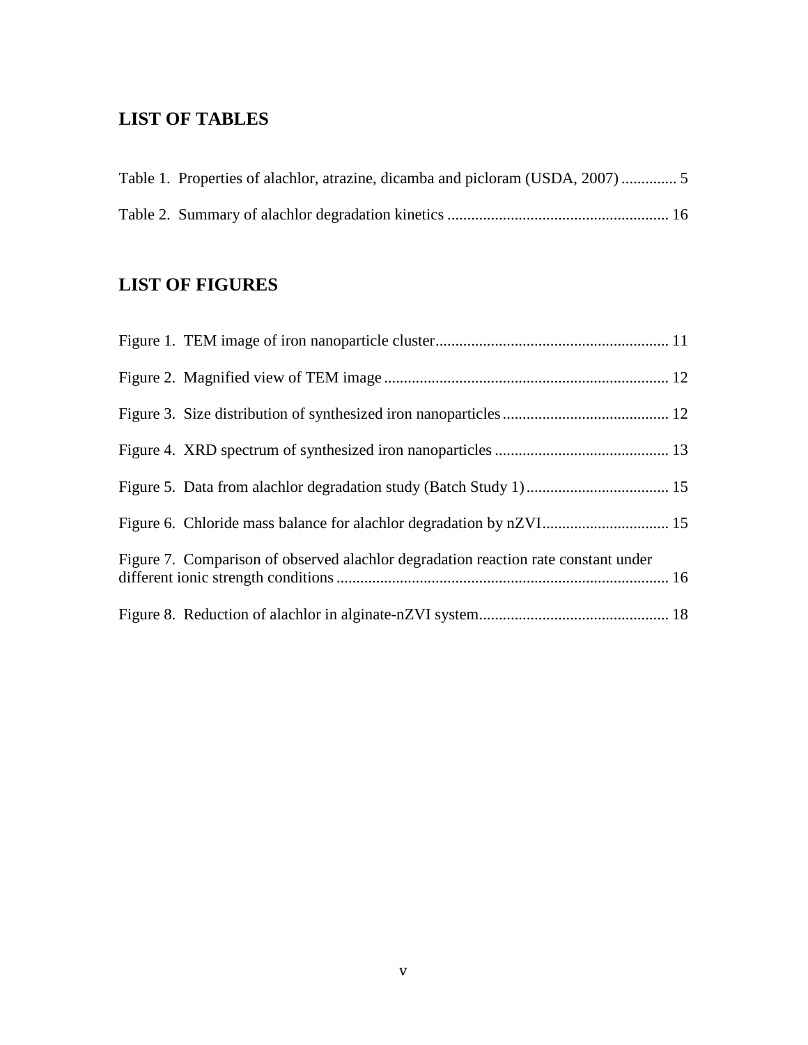## LIST OF TABLES

Table 1. Properties of alachlor, atrazine, dicamba and picloram (USDA, 2007) .............. 5

Table 2. Summary of alachlor degradation kinetics ........................................................ 16

## LIST OF FIGURES

Figure 1. TEM image of iron nanoparticle cluster........................................................... 11

Figure 2. Magnified view of TEM image ........................................................................ 12

Figure 3. Size distribution of synthesized iron nanoparticles .......................................... 12

Figure 4. XRD spectrum of synthesized iron nanoparticles ............................................ 13

Figure 5. Data from alachlor degradation study (Batch Study 1) .................................... 15

Figure 6. Chloride mass balance for alachlor degradation by nZVI................................ 15

Figure 7. Comparison of observed alachlor degradation reaction rate constant under different ionic strength conditions ................................................................................... 16

Figure 8. Reduction of alachlor in alginate-nZVI system................................................ 18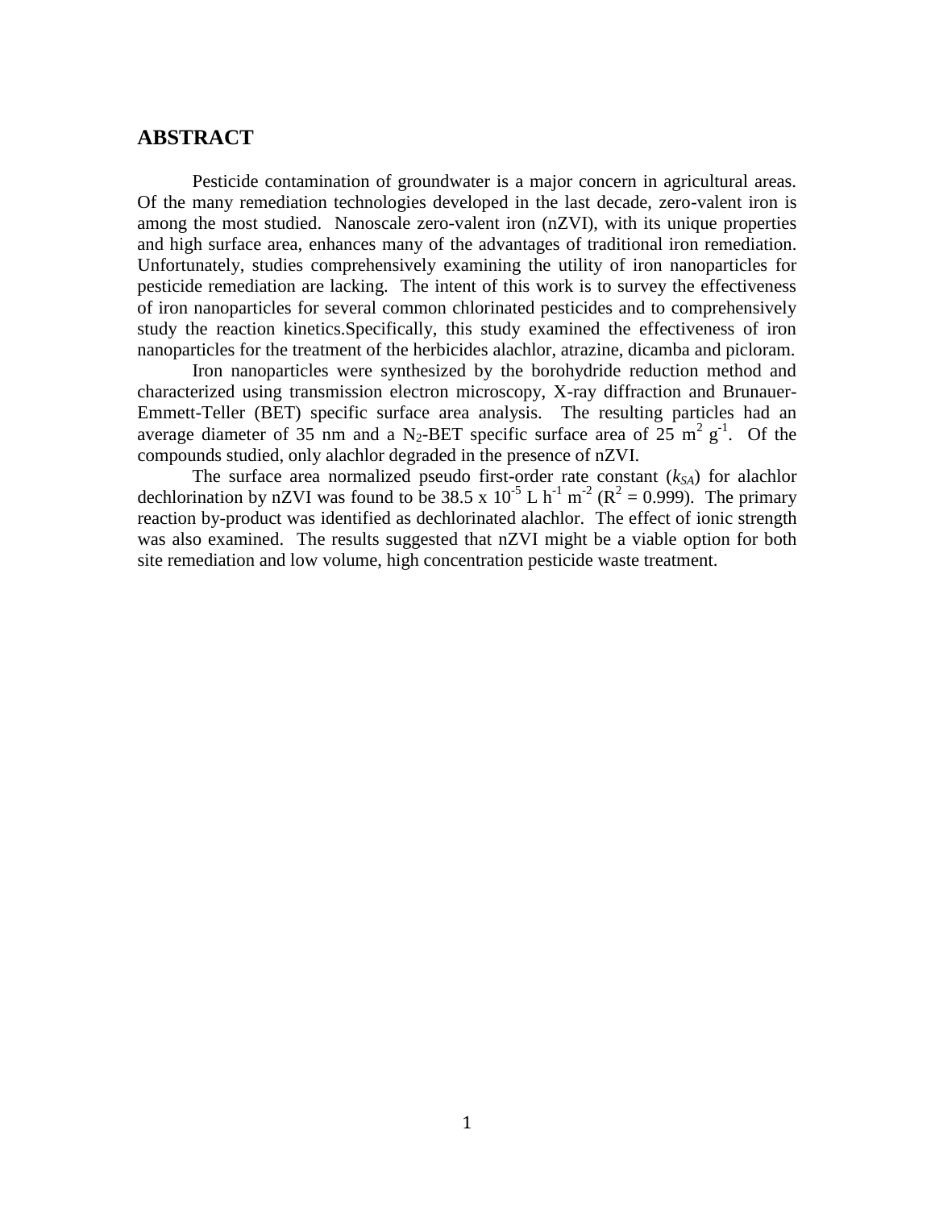## ABSTRACT

Pesticide contamination of groundwater is a major concern in agricultural areas. Of the many remediation technologies developed in the last decade, zero-valent iron is among the most studied. Nanoscale zero-valent iron (nZVI), with its unique properties and high surface area, enhances many of the advantages of traditional iron remediation. Unfortunately, studies comprehensively examining the utility of iron nanoparticles for pesticide remediation are lacking. The intent of this work is to survey the effectiveness of iron nanoparticles for several common chlorinated pesticides and to comprehensively study the reaction kinetics.Specifically, this study examined the effectiveness of iron nanoparticles for the treatment of the herbicides alachlor, atrazine, dicamba and picloram.

Iron nanoparticles were synthesized by the borohydride reduction method and characterized using transmission electron microscopy, X-ray diffraction and Brunauer-Emmett-Teller (BET) specific surface area analysis. The resulting particles had an average diameter of 35 nm and a $N_2$-BET specific surface area of 25 $m^2$ $g^{-1}$. Of the compounds studied, only alachlor degraded in the presence of nZVI.

The surface area normalized pseudo first-order rate constant ($k_{SA}$) for alachlor dechlorination by nZVI was found to be 38.5 x $10^{-5}$ L $h^{-1}$ $m^{-2}$ ($R^2$ = 0.999). The primary reaction by-product was identified as dechlorinated alachlor. The effect of ionic strength was also examined. The results suggested that nZVI might be a viable option for both site remediation and low volume, high concentration pesticide waste treatment.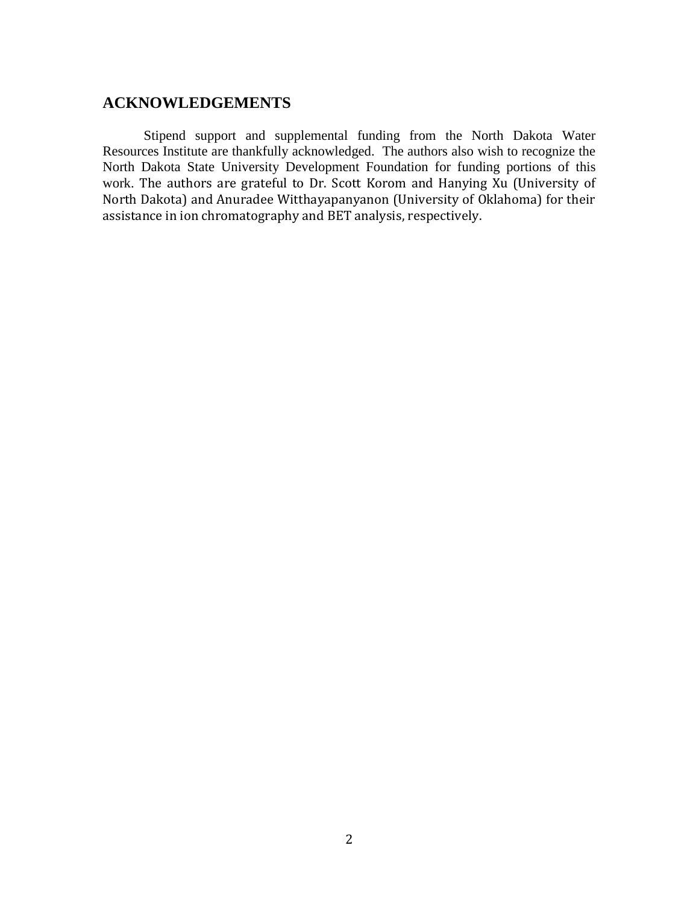## ACKNOWLEDGEMENTS

Stipend support and supplemental funding from the North Dakota Water Resources Institute are thankfully acknowledged. The authors also wish to recognize the North Dakota State University Development Foundation for funding portions of this work. The authors are grateful to Dr. Scott Korom and Hanying Xu (University of North Dakota) and Anuradee Witthayapanyanon (University of Oklahoma) for their assistance in ion chromatography and BET analysis, respectively.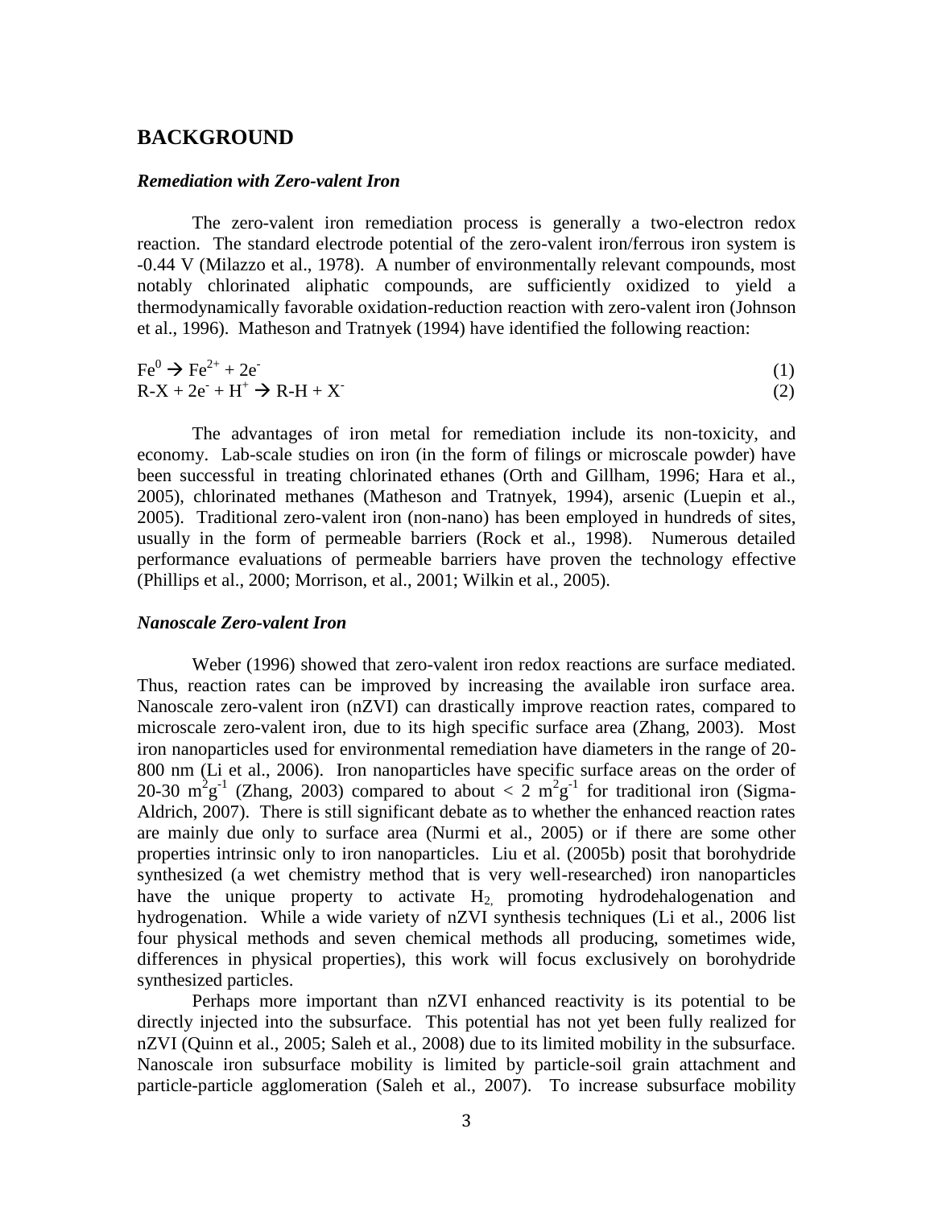## BACKGROUND

### *Remediation with Zero-valent Iron*

The zero-valent iron remediation process is generally a two-electron redox reaction. The standard electrode potential of the zero-valent iron/ferrous iron system is -0.44 V (Milazzo et al., 1978). A number of environmentally relevant compounds, most notably chlorinated aliphatic compounds, are sufficiently oxidized to yield a thermodynamically favorable oxidation-reduction reaction with zero-valent iron (Johnson et al., 1996). Matheson and Tratnyek (1994) have identified the following reaction:

$$Fe^0 \rightarrow Fe^{2+} + 2e^- \quad (1)$$

$$R\text{-}X + 2e^- + H^+ \rightarrow R\text{-}H + X^- \quad (2)$$

The advantages of iron metal for remediation include its non-toxicity, and economy. Lab-scale studies on iron (in the form of filings or microscale powder) have been successful in treating chlorinated ethanes (Orth and Gillham, 1996; Hara et al., 2005), chlorinated methanes (Matheson and Tratnyek, 1994), arsenic (Luepin et al., 2005). Traditional zero-valent iron (non-nano) has been employed in hundreds of sites, usually in the form of permeable barriers (Rock et al., 1998). Numerous detailed performance evaluations of permeable barriers have proven the technology effective (Phillips et al., 2000; Morrison, et al., 2001; Wilkin et al., 2005).

### *Nanoscale Zero-valent Iron*

Weber (1996) showed that zero-valent iron redox reactions are surface mediated. Thus, reaction rates can be improved by increasing the available iron surface area. Nanoscale zero-valent iron (nZVI) can drastically improve reaction rates, compared to microscale zero-valent iron, due to its high specific surface area (Zhang, 2003). Most iron nanoparticles used for environmental remediation have diameters in the range of 20-800 nm (Li et al., 2006). Iron nanoparticles have specific surface areas on the order of 20-30 $m^2g^{-1}$ (Zhang, 2003) compared to about < 2 $m^2g^{-1}$ for traditional iron (Sigma-Aldrich, 2007). There is still significant debate as to whether the enhanced reaction rates are mainly due only to surface area (Nurmi et al., 2005) or if there are some other properties intrinsic only to iron nanoparticles. Liu et al. (2005b) posit that borohydride synthesized (a wet chemistry method that is very well-researched) iron nanoparticles have the unique property to activate $H_2$, promoting hydrodehalogenation and hydrogenation. While a wide variety of nZVI synthesis techniques (Li et al., 2006 list four physical methods and seven chemical methods all producing, sometimes wide, differences in physical properties), this work will focus exclusively on borohydride synthesized particles.

Perhaps more important than nZVI enhanced reactivity is its potential to be directly injected into the subsurface. This potential has not yet been fully realized for nZVI (Quinn et al., 2005; Saleh et al., 2008) due to its limited mobility in the subsurface. Nanoscale iron subsurface mobility is limited by particle-soil grain attachment and particle-particle agglomeration (Saleh et al., 2007). To increase subsurface mobility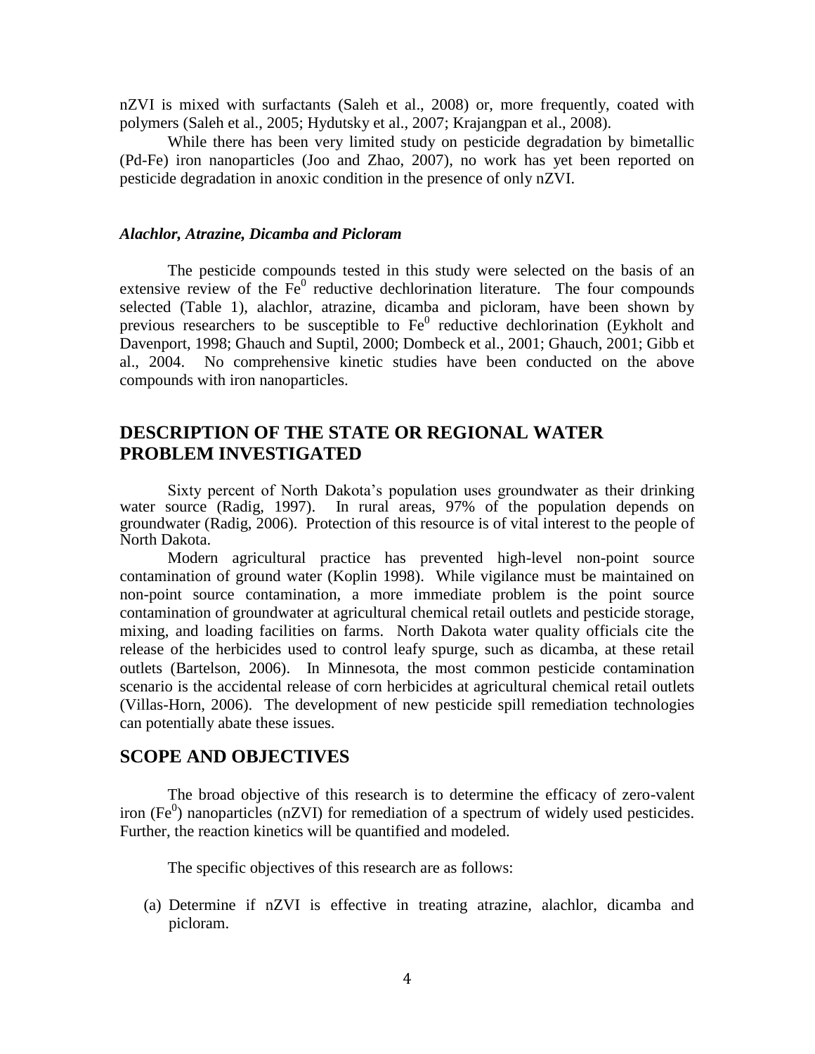nZVI is mixed with surfactants (Saleh et al., 2008) or, more frequently, coated with polymers (Saleh et al., 2005; Hydutsky et al., 2007; Krajangpan et al., 2008).

While there has been very limited study on pesticide degradation by bimetallic (Pd-Fe) iron nanoparticles (Joo and Zhao, 2007), no work has yet been reported on pesticide degradation in anoxic condition in the presence of only nZVI.

### *Alachlor, Atrazine, Dicamba and Picloram*

The pesticide compounds tested in this study were selected on the basis of an extensive review of the $Fe^0$ reductive dechlorination literature. The four compounds selected (Table 1), alachlor, atrazine, dicamba and picloram, have been shown by previous researchers to be susceptible to $Fe^0$ reductive dechlorination (Eykholt and Davenport, 1998; Ghauch and Suptil, 2000; Dombeck et al., 2001; Ghauch, 2001; Gibb et al., 2004. No comprehensive kinetic studies have been conducted on the above compounds with iron nanoparticles.

## DESCRIPTION OF THE STATE OR REGIONAL WATER PROBLEM INVESTIGATED

Sixty percent of North Dakota's population uses groundwater as their drinking water source (Radig, 1997). In rural areas, 97% of the population depends on groundwater (Radig, 2006). Protection of this resource is of vital interest to the people of North Dakota.

Modern agricultural practice has prevented high-level non-point source contamination of ground water (Koplin 1998). While vigilance must be maintained on non-point source contamination, a more immediate problem is the point source contamination of groundwater at agricultural chemical retail outlets and pesticide storage, mixing, and loading facilities on farms. North Dakota water quality officials cite the release of the herbicides used to control leafy spurge, such as dicamba, at these retail outlets (Bartelson, 2006). In Minnesota, the most common pesticide contamination scenario is the accidental release of corn herbicides at agricultural chemical retail outlets (Villas-Horn, 2006). The development of new pesticide spill remediation technologies can potentially abate these issues.

## SCOPE AND OBJECTIVES

The broad objective of this research is to determine the efficacy of zero-valent iron ($Fe^0$) nanoparticles (nZVI) for remediation of a spectrum of widely used pesticides. Further, the reaction kinetics will be quantified and modeled.

The specific objectives of this research are as follows:

(a) Determine if nZVI is effective in treating atrazine, alachlor, dicamba and picloram.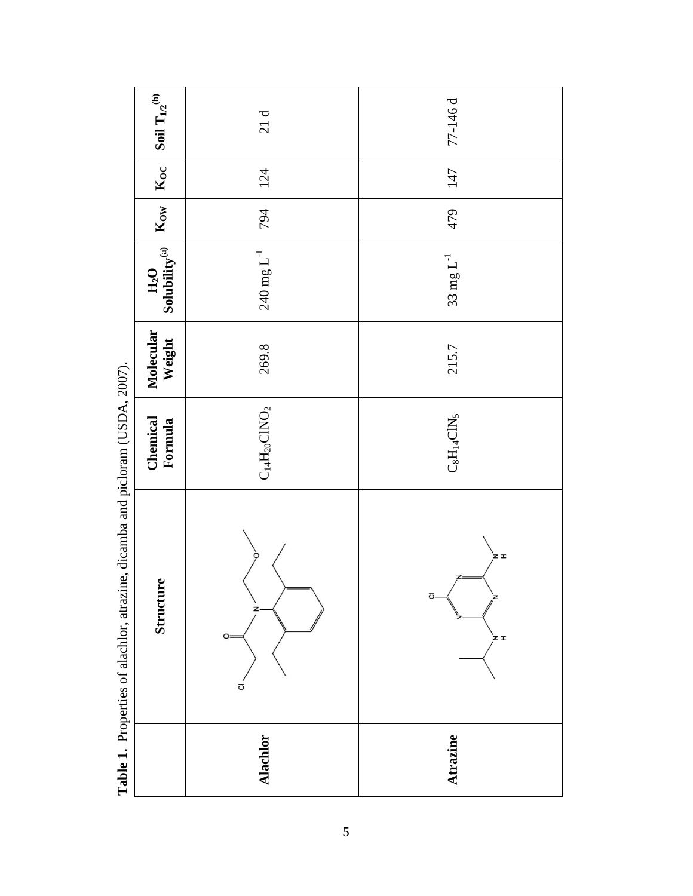**Table 1.** Properties of alachlor, atrazine, dicamba and picloram (USDA, 2007).

| | Structure | Chemical Formula | Molecular Weight | $H_2O$ Solubility[(a)] | $K_{OW}$ | $K_{OC}$ | Soil $T_{1/2}$[(b)] |
|---|---|---|---|---|---|---|---|
| **Alachlor** | | $C_{14}H_{20}ClNO_2$ | 269.8 | 240 mg $L^{-1}$ | 794 | 124 | 21 d |
| **Atrazine** | | $C_8H_{14}ClN_5$ | 215.7 | 33 mg $L^{-1}$ | 479 | 147 | 77-146 d |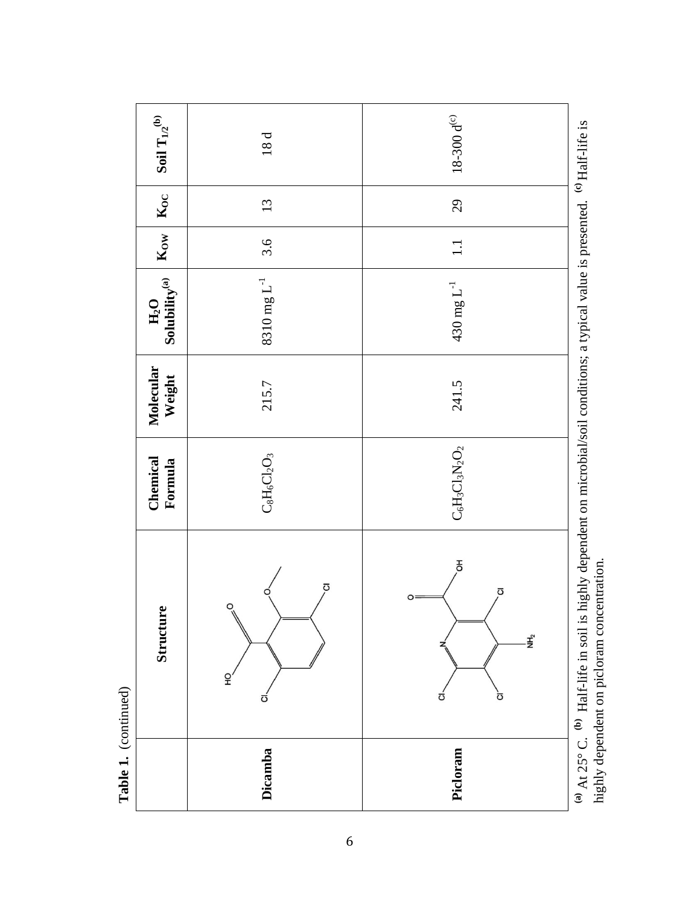**Table 1.** (continued)

| | Structure | Chemical Formula | Molecular Weight | $H_2O$ Solubility[a] | $K_{OW}$ | $K_{OC}$ | Soil $T_{1/2}$[b] |
|---|---|---|---|---|---|---|---|
| **Dicamba** | | $C_8H_6Cl_2O_3$ | 215.7 | 8310 mg $L^{-1}$ | 3.6 | 13 | 18 d |
| **Picloram** | | $C_6H_3Cl_3N_2O_2$ | 241.5 | 430 mg $L^{-1}$ | 1.1 | 29 | 18-300 d[c] |

[a] At 25° C. [b] Half-life in soil is highly dependent on microbial/soil conditions; a typical value is presented. [c] Half-life is highly dependent on picloram concentration.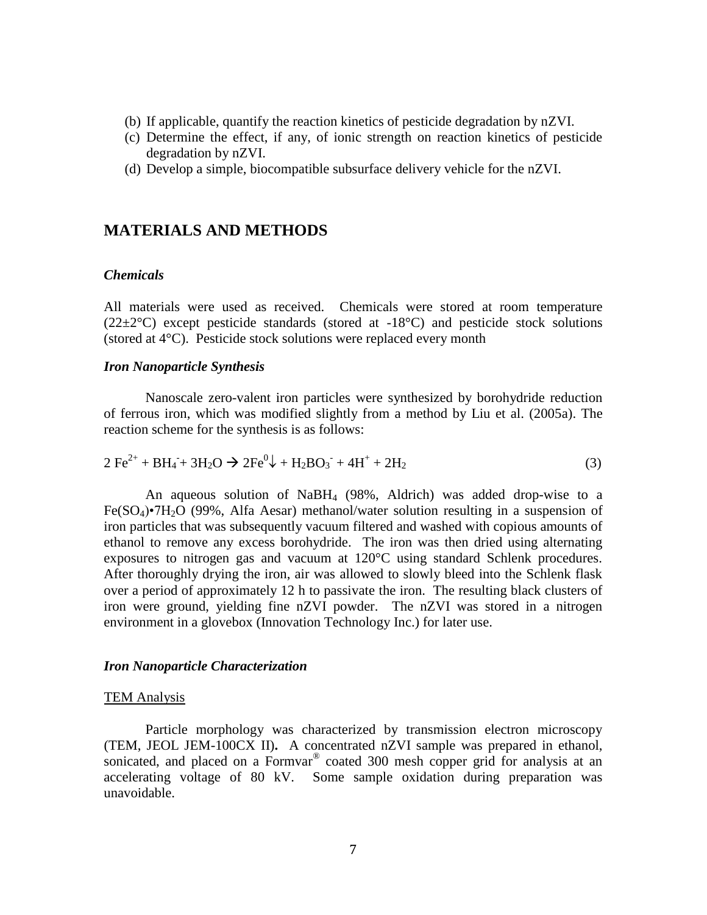(b) If applicable, quantify the reaction kinetics of pesticide degradation by nZVI.
(c) Determine the effect, if any, of ionic strength on reaction kinetics of pesticide degradation by nZVI.
(d) Develop a simple, biocompatible subsurface delivery vehicle for the nZVI.

## MATERIALS AND METHODS

### *Chemicals*

All materials were used as received. Chemicals were stored at room temperature (22±2°C) except pesticide standards (stored at -18°C) and pesticide stock solutions (stored at 4°C). Pesticide stock solutions were replaced every month

### *Iron Nanoparticle Synthesis*

Nanoscale zero-valent iron particles were synthesized by borohydride reduction of ferrous iron, which was modified slightly from a method by Liu et al. (2005a). The reaction scheme for the synthesis is as follows:

$$2\ Fe^{2+} + BH_4^- + 3H_2O \rightarrow 2Fe^0\downarrow + H_2BO_3^- + 4H^+ + 2H_2 \tag{3}$$

An aqueous solution of $NaBH_4$ (98%, Aldrich) was added drop-wise to a $Fe(SO_4)\bullet 7H_2O$ (99%, Alfa Aesar) methanol/water solution resulting in a suspension of iron particles that was subsequently vacuum filtered and washed with copious amounts of ethanol to remove any excess borohydride. The iron was then dried using alternating exposures to nitrogen gas and vacuum at 120°C using standard Schlenk procedures. After thoroughly drying the iron, air was allowed to slowly bleed into the Schlenk flask over a period of approximately 12 h to passivate the iron. The resulting black clusters of iron were ground, yielding fine nZVI powder. The nZVI was stored in a nitrogen environment in a glovebox (Innovation Technology Inc.) for later use.

### *Iron Nanoparticle Characterization*

#### TEM Analysis

Particle morphology was characterized by transmission electron microscopy (TEM, JEOL JEM-100CX II). A concentrated nZVI sample was prepared in ethanol, sonicated, and placed on a Formvar® coated 300 mesh copper grid for analysis at an accelerating voltage of 80 kV. Some sample oxidation during preparation was unavoidable.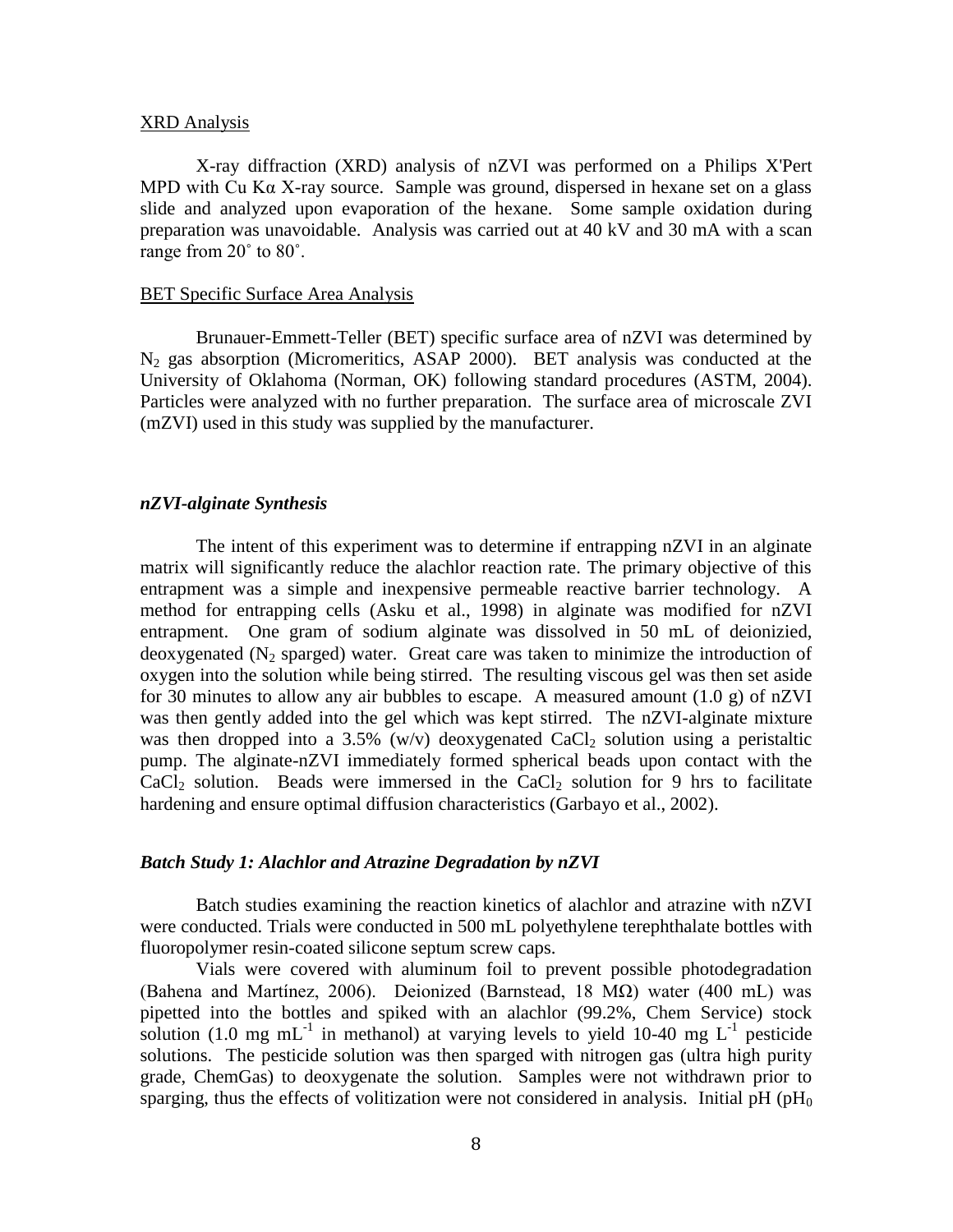XRD Analysis

X-ray diffraction (XRD) analysis of nZVI was performed on a Philips X'Pert MPD with Cu Kα X-ray source. Sample was ground, dispersed in hexane set on a glass slide and analyzed upon evaporation of the hexane. Some sample oxidation during preparation was unavoidable. Analysis was carried out at 40 kV and 30 mA with a scan range from 20˚ to 80˚.

BET Specific Surface Area Analysis

Brunauer-Emmett-Teller (BET) specific surface area of nZVI was determined by $N_2$ gas absorption (Micromeritics, ASAP 2000). BET analysis was conducted at the University of Oklahoma (Norman, OK) following standard procedures (ASTM, 2004). Particles were analyzed with no further preparation. The surface area of microscale ZVI (mZVI) used in this study was supplied by the manufacturer.

### *nZVI-alginate Synthesis*

The intent of this experiment was to determine if entrapping nZVI in an alginate matrix will significantly reduce the alachlor reaction rate. The primary objective of this entrapment was a simple and inexpensive permeable reactive barrier technology. A method for entrapping cells (Asku et al., 1998) in alginate was modified for nZVI entrapment. One gram of sodium alginate was dissolved in 50 mL of deionizied, deoxygenated ($N_2$ sparged) water. Great care was taken to minimize the introduction of oxygen into the solution while being stirred. The resulting viscous gel was then set aside for 30 minutes to allow any air bubbles to escape. A measured amount (1.0 g) of nZVI was then gently added into the gel which was kept stirred. The nZVI-alginate mixture was then dropped into a 3.5% (w/v) deoxygenated $CaCl_2$ solution using a peristaltic pump. The alginate-nZVI immediately formed spherical beads upon contact with the $CaCl_2$ solution. Beads were immersed in the $CaCl_2$ solution for 9 hrs to facilitate hardening and ensure optimal diffusion characteristics (Garbayo et al., 2002).

### *Batch Study 1: Alachlor and Atrazine Degradation by nZVI*

Batch studies examining the reaction kinetics of alachlor and atrazine with nZVI were conducted. Trials were conducted in 500 mL polyethylene terephthalate bottles with fluoropolymer resin-coated silicone septum screw caps.

Vials were covered with aluminum foil to prevent possible photodegradation (Bahena and Martínez, 2006). Deionized (Barnstead, 18 MΩ) water (400 mL) was pipetted into the bottles and spiked with an alachlor (99.2%, Chem Service) stock solution (1.0 mg $mL^{-1}$ in methanol) at varying levels to yield 10-40 mg $L^{-1}$ pesticide solutions. The pesticide solution was then sparged with nitrogen gas (ultra high purity grade, ChemGas) to deoxygenate the solution. Samples were not withdrawn prior to sparging, thus the effects of volitization were not considered in analysis. Initial pH ($pH_0$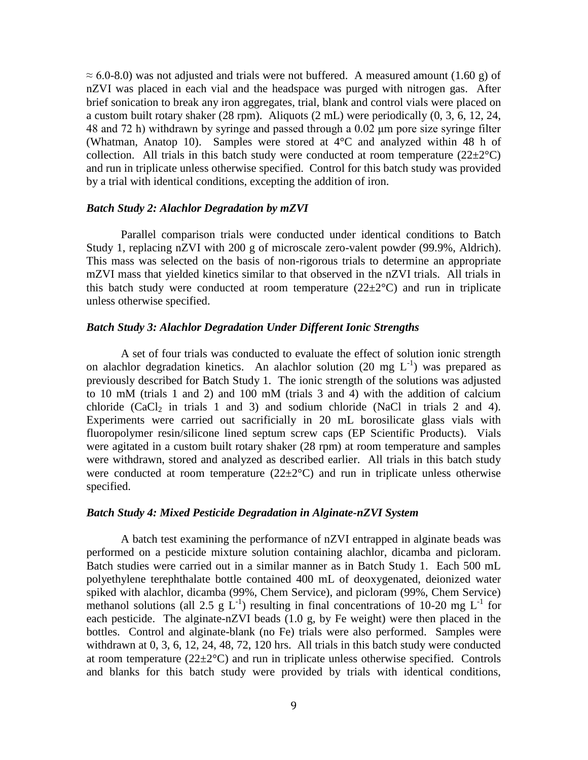$\approx$ 6.0-8.0) was not adjusted and trials were not buffered. A measured amount (1.60 g) of nZVI was placed in each vial and the headspace was purged with nitrogen gas. After brief sonication to break any iron aggregates, trial, blank and control vials were placed on a custom built rotary shaker (28 rpm). Aliquots (2 mL) were periodically (0, 3, 6, 12, 24, 48 and 72 h) withdrawn by syringe and passed through a 0.02 μm pore size syringe filter (Whatman, Anatop 10). Samples were stored at 4°C and analyzed within 48 h of collection. All trials in this batch study were conducted at room temperature (22±2°C) and run in triplicate unless otherwise specified. Control for this batch study was provided by a trial with identical conditions, excepting the addition of iron.

### *Batch Study 2: Alachlor Degradation by mZVI*

Parallel comparison trials were conducted under identical conditions to Batch Study 1, replacing nZVI with 200 g of microscale zero-valent powder (99.9%, Aldrich). This mass was selected on the basis of non-rigorous trials to determine an appropriate mZVI mass that yielded kinetics similar to that observed in the nZVI trials. All trials in this batch study were conducted at room temperature (22±2°C) and run in triplicate unless otherwise specified.

### *Batch Study 3: Alachlor Degradation Under Different Ionic Strengths*

A set of four trials was conducted to evaluate the effect of solution ionic strength on alachlor degradation kinetics. An alachlor solution (20 mg $L^{-1}$) was prepared as previously described for Batch Study 1. The ionic strength of the solutions was adjusted to 10 mM (trials 1 and 2) and 100 mM (trials 3 and 4) with the addition of calcium chloride ($CaCl_2$ in trials 1 and 3) and sodium chloride (NaCl in trials 2 and 4). Experiments were carried out sacrificially in 20 mL borosilicate glass vials with fluoropolymer resin/silicone lined septum screw caps (EP Scientific Products). Vials were agitated in a custom built rotary shaker (28 rpm) at room temperature and samples were withdrawn, stored and analyzed as described earlier. All trials in this batch study were conducted at room temperature (22±2°C) and run in triplicate unless otherwise specified.

### *Batch Study 4: Mixed Pesticide Degradation in Alginate-nZVI System*

A batch test examining the performance of nZVI entrapped in alginate beads was performed on a pesticide mixture solution containing alachlor, dicamba and picloram. Batch studies were carried out in a similar manner as in Batch Study 1. Each 500 mL polyethylene terephthalate bottle contained 400 mL of deoxygenated, deionized water spiked with alachlor, dicamba (99%, Chem Service), and picloram (99%, Chem Service) methanol solutions (all 2.5 g $L^{-1}$) resulting in final concentrations of 10-20 mg $L^{-1}$ for each pesticide. The alginate-nZVI beads (1.0 g, by Fe weight) were then placed in the bottles. Control and alginate-blank (no Fe) trials were also performed. Samples were withdrawn at 0, 3, 6, 12, 24, 48, 72, 120 hrs. All trials in this batch study were conducted at room temperature (22±2°C) and run in triplicate unless otherwise specified. Controls and blanks for this batch study were provided by trials with identical conditions,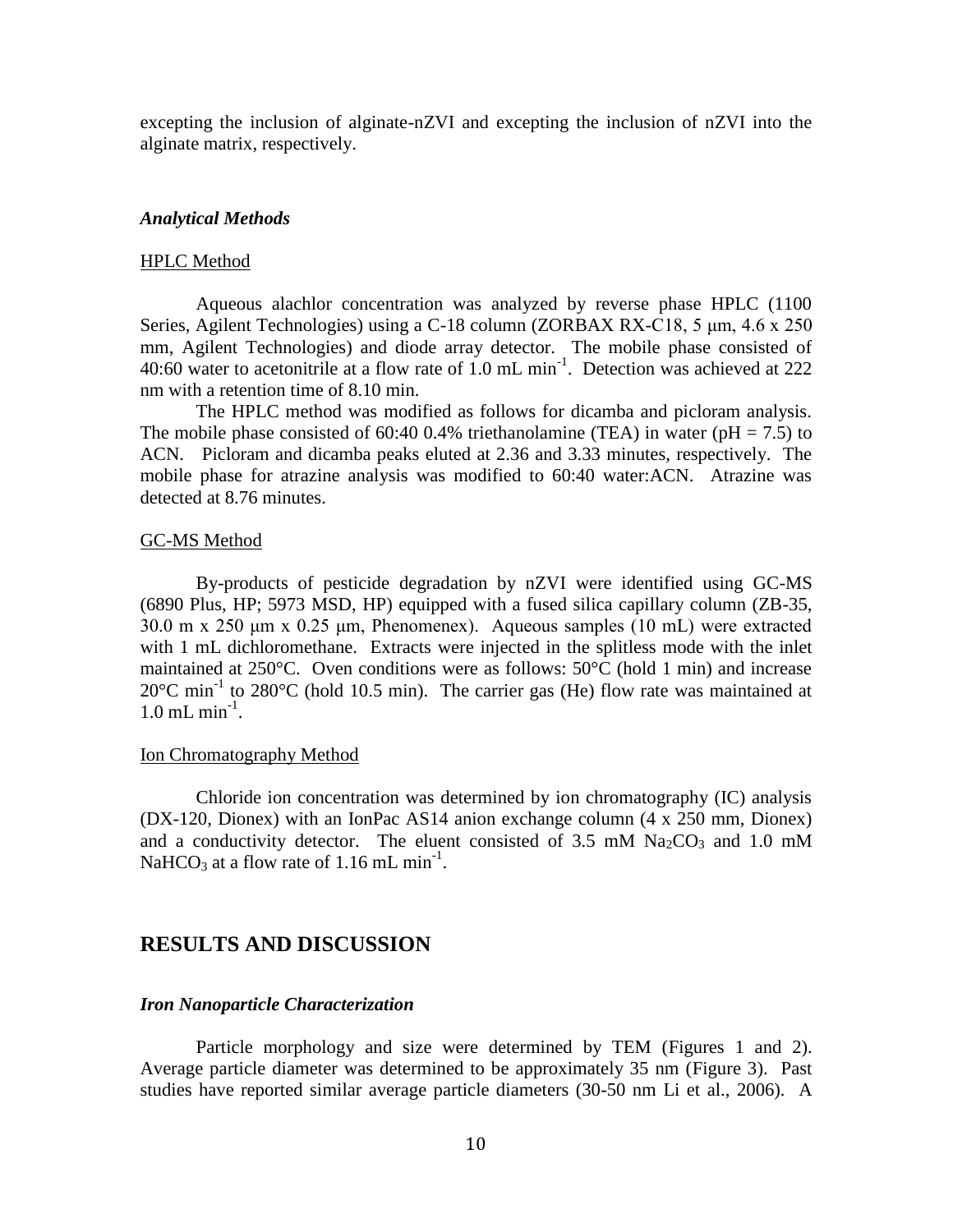excepting the inclusion of alginate-nZVI and excepting the inclusion of nZVI into the alginate matrix, respectively.

### *Analytical Methods*

#### HPLC Method

Aqueous alachlor concentration was analyzed by reverse phase HPLC (1100 Series, Agilent Technologies) using a C-18 column (ZORBAX RX-C18, 5 μm, 4.6 x 250 mm, Agilent Technologies) and diode array detector. The mobile phase consisted of 40:60 water to acetonitrile at a flow rate of 1.0 mL $min^{-1}$. Detection was achieved at 222 nm with a retention time of 8.10 min.

The HPLC method was modified as follows for dicamba and picloram analysis. The mobile phase consisted of 60:40 0.4% triethanolamine (TEA) in water (pH = 7.5) to ACN. Picloram and dicamba peaks eluted at 2.36 and 3.33 minutes, respectively. The mobile phase for atrazine analysis was modified to 60:40 water:ACN. Atrazine was detected at 8.76 minutes.

#### GC-MS Method

By-products of pesticide degradation by nZVI were identified using GC-MS (6890 Plus, HP; 5973 MSD, HP) equipped with a fused silica capillary column (ZB-35, 30.0 m x 250 μm x 0.25 μm, Phenomenex). Aqueous samples (10 mL) were extracted with 1 mL dichloromethane. Extracts were injected in the splitless mode with the inlet maintained at 250°C. Oven conditions were as follows: 50°C (hold 1 min) and increase 20°C $min^{-1}$ to 280°C (hold 10.5 min). The carrier gas (He) flow rate was maintained at 1.0 mL $min^{-1}$.

#### Ion Chromatography Method

Chloride ion concentration was determined by ion chromatography (IC) analysis (DX-120, Dionex) with an IonPac AS14 anion exchange column (4 x 250 mm, Dionex) and a conductivity detector. The eluent consisted of 3.5 mM $Na_2CO_3$ and 1.0 mM $NaHCO_3$ at a flow rate of 1.16 mL $min^{-1}$.

## RESULTS AND DISCUSSION

### *Iron Nanoparticle Characterization*

Particle morphology and size were determined by TEM (Figures 1 and 2). Average particle diameter was determined to be approximately 35 nm (Figure 3). Past studies have reported similar average particle diameters (30-50 nm Li et al., 2006). A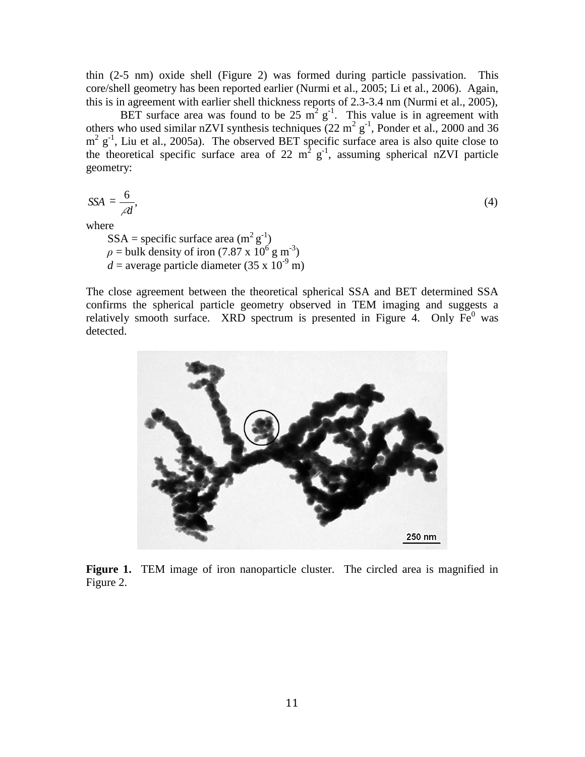thin (2-5 nm) oxide shell (Figure 2) was formed during particle passivation. This core/shell geometry has been reported earlier (Nurmi et al., 2005; Li et al., 2006). Again, this is in agreement with earlier shell thickness reports of 2.3-3.4 nm (Nurmi et al., 2005),

BET surface area was found to be 25 $m^2\ g^{-1}$. This value is in agreement with others who used similar nZVI synthesis techniques (22 $m^2\ g^{-1}$, Ponder et al., 2000 and 36 $m^2\ g^{-1}$, Liu et al., 2005a). The observed BET specific surface area is also quite close to the theoretical specific surface area of 22 $m^2\ g^{-1}$, assuming spherical nZVI particle geometry:

$$SSA = \frac{6}{\rho d}, \tag{4}$$

where

SSA = specific surface area ($m^2\ g^{-1}$)
$\rho$ = bulk density of iron ($7.87 \times 10^6$ g $m^{-3}$)
$d$ = average particle diameter ($35 \times 10^{-9}$ m)

The close agreement between the theoretical spherical SSA and BET determined SSA confirms the spherical particle geometry observed in TEM imaging and suggests a relatively smooth surface. XRD spectrum is presented in Figure 4. Only $Fe^0$ was detected.

**Figure 1.** TEM image of iron nanoparticle cluster. The circled area is magnified in Figure 2.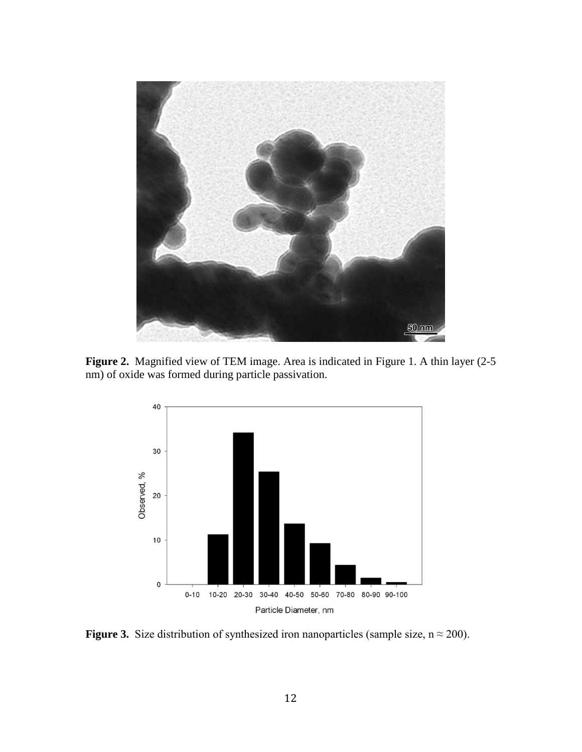**Figure 2.** Magnified view of TEM image. Area is indicated in Figure 1. A thin layer (2-5 nm) of oxide was formed during particle passivation.

**Figure 3.** Size distribution of synthesized iron nanoparticles (sample size, n ≈ 200).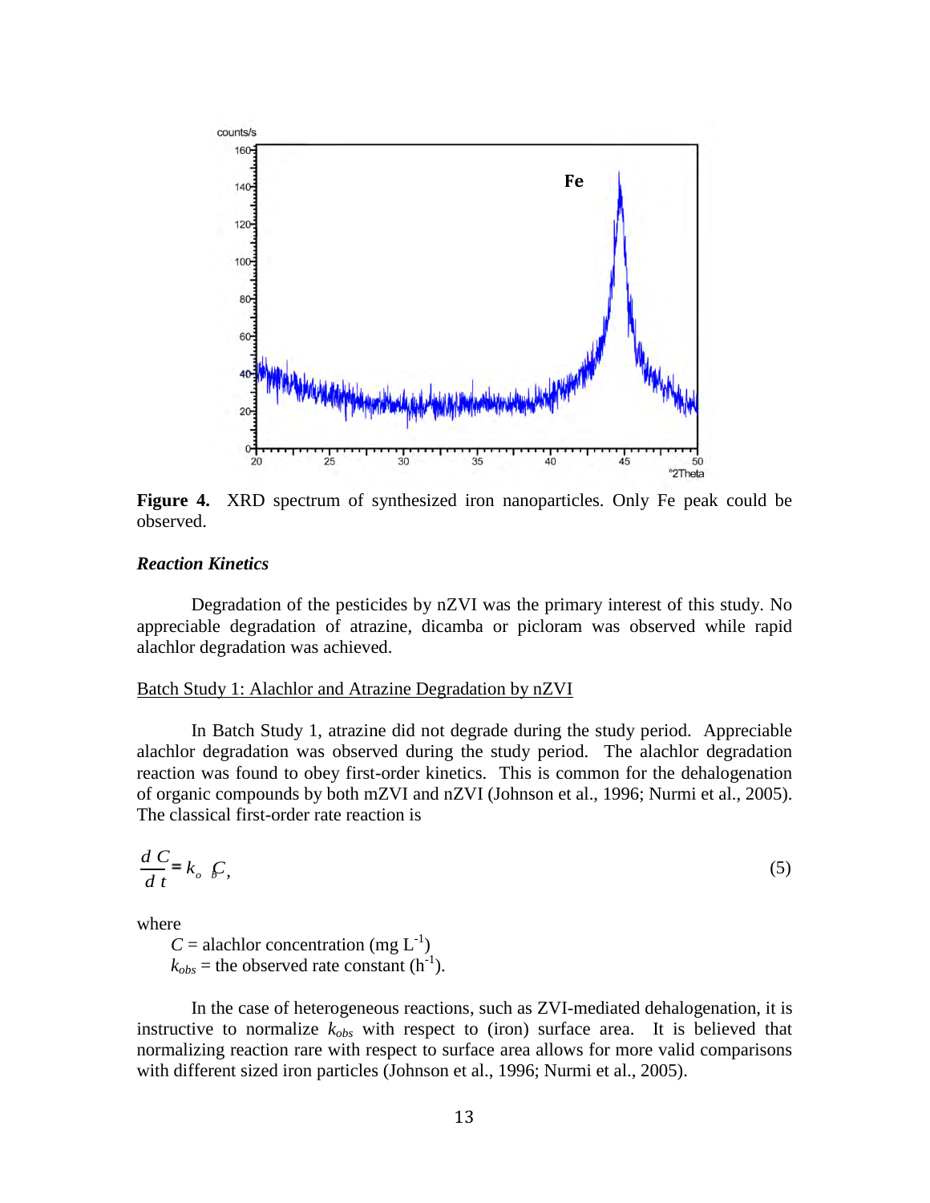**Figure 4.** XRD spectrum of synthesized iron nanoparticles. Only Fe peak could be observed.

***Reaction Kinetics***

Degradation of the pesticides by nZVI was the primary interest of this study. No appreciable degradation of atrazine, dicamba or picloram was observed while rapid alachlor degradation was achieved.

<u>Batch Study 1: Alachlor and Atrazine Degradation by nZVI</u>

In Batch Study 1, atrazine did not degrade during the study period. Appreciable alachlor degradation was observed during the study period. The alachlor degradation reaction was found to obey first-order kinetics. This is common for the dehalogenation of organic compounds by both mZVI and nZVI (Johnson et al., 1996; Nurmi et al., 2005). The classical first-order rate reaction is

$$\frac{dC}{dt} = k_{obs} C, \tag{5}$$

where

$C$ = alachlor concentration (mg $L^{-1}$)
$k_{obs}$ = the observed rate constant ($h^{-1}$).

In the case of heterogeneous reactions, such as ZVI-mediated dehalogenation, it is instructive to normalize $k_{obs}$ with respect to (iron) surface area. It is believed that normalizing reaction rare with respect to surface area allows for more valid comparisons with different sized iron particles (Johnson et al., 1996; Nurmi et al., 2005).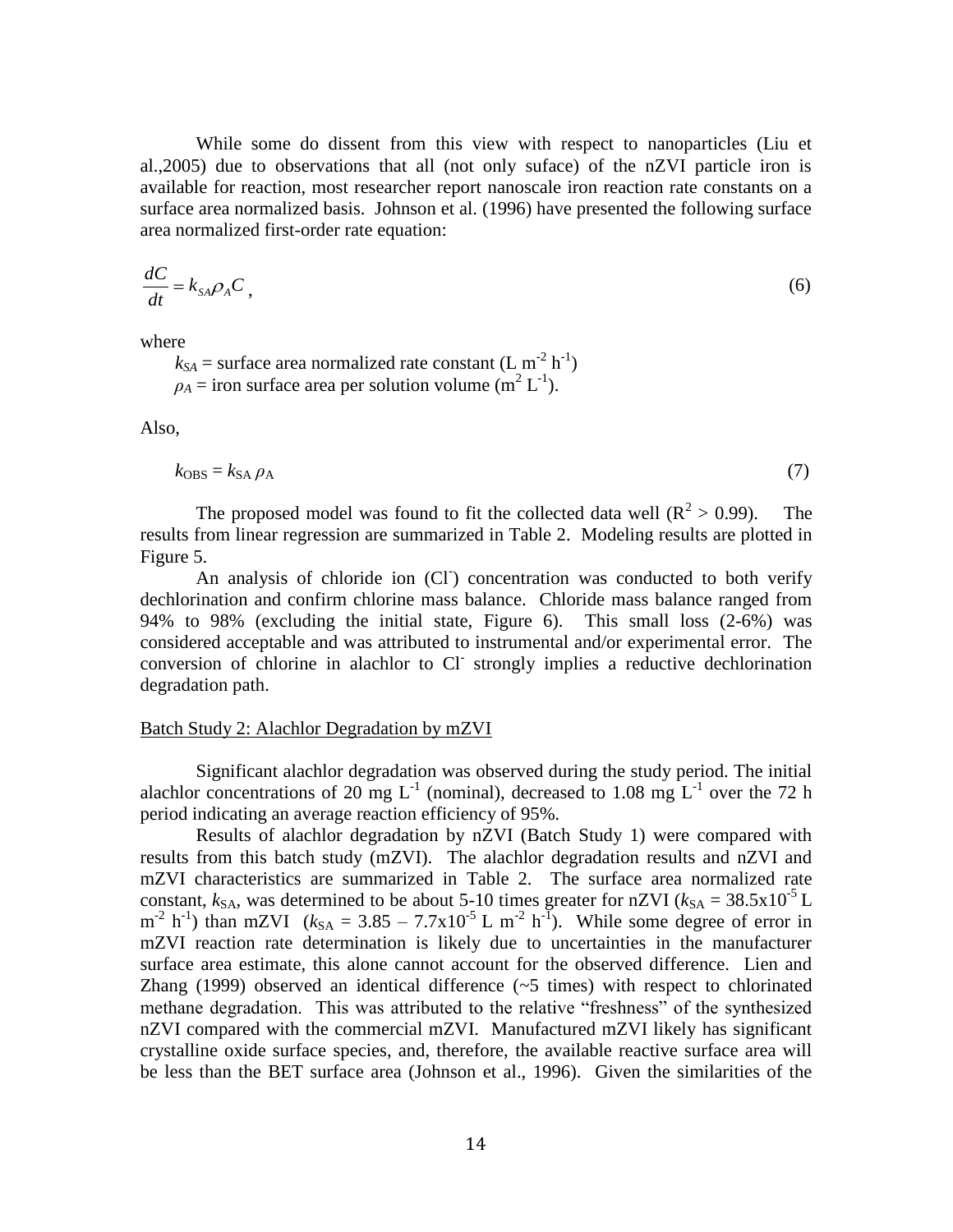While some do dissent from this view with respect to nanoparticles (Liu et al.,2005) due to observations that all (not only suface) of the nZVI particle iron is available for reaction, most researcher report nanoscale iron reaction rate constants on a surface area normalized basis. Johnson et al. (1996) have presented the following surface area normalized first-order rate equation:

$$\frac{dC}{dt} = k_{SA}\rho_A C \ , \tag{6}$$

where

$k_{SA}$ = surface area normalized rate constant (L m$^{-2}$ h$^{-1}$)
$\rho_A$ = iron surface area per solution volume (m$^2$ L$^{-1}$).

Also,

$$k_{OBS} = k_{SA}\ \rho_A \tag{7}$$

The proposed model was found to fit the collected data well ($R^2 > 0.99$). The results from linear regression are summarized in Table 2. Modeling results are plotted in Figure 5.

An analysis of chloride ion ($Cl^-$) concentration was conducted to both verify dechlorination and confirm chlorine mass balance. Chloride mass balance ranged from 94% to 98% (excluding the initial state, Figure 6). This small loss (2-6%) was considered acceptable and was attributed to instrumental and/or experimental error. The conversion of chlorine in alachlor to $Cl^-$ strongly implies a reductive dechlorination degradation path.

Batch Study 2: Alachlor Degradation by mZVI

Significant alachlor degradation was observed during the study period. The initial alachlor concentrations of 20 mg L$^{-1}$ (nominal), decreased to 1.08 mg L$^{-1}$ over the 72 h period indicating an average reaction efficiency of 95%.

Results of alachlor degradation by nZVI (Batch Study 1) were compared with results from this batch study (mZVI). The alachlor degradation results and nZVI and mZVI characteristics are summarized in Table 2. The surface area normalized rate constant, $k_{SA}$, was determined to be about 5-10 times greater for nZVI ($k_{SA} = 38.5\text{x}10^{-5}$ L m$^{-2}$ h$^{-1}$) than mZVI ($k_{SA} = 3.85 - 7.7\text{x}10^{-5}$ L m$^{-2}$ h$^{-1}$). While some degree of error in mZVI reaction rate determination is likely due to uncertainties in the manufacturer surface area estimate, this alone cannot account for the observed difference. Lien and Zhang (1999) observed an identical difference (~5 times) with respect to chlorinated methane degradation. This was attributed to the relative "freshness" of the synthesized nZVI compared with the commercial mZVI. Manufactured mZVI likely has significant crystalline oxide surface species, and, therefore, the available reactive surface area will be less than the BET surface area (Johnson et al., 1996). Given the similarities of the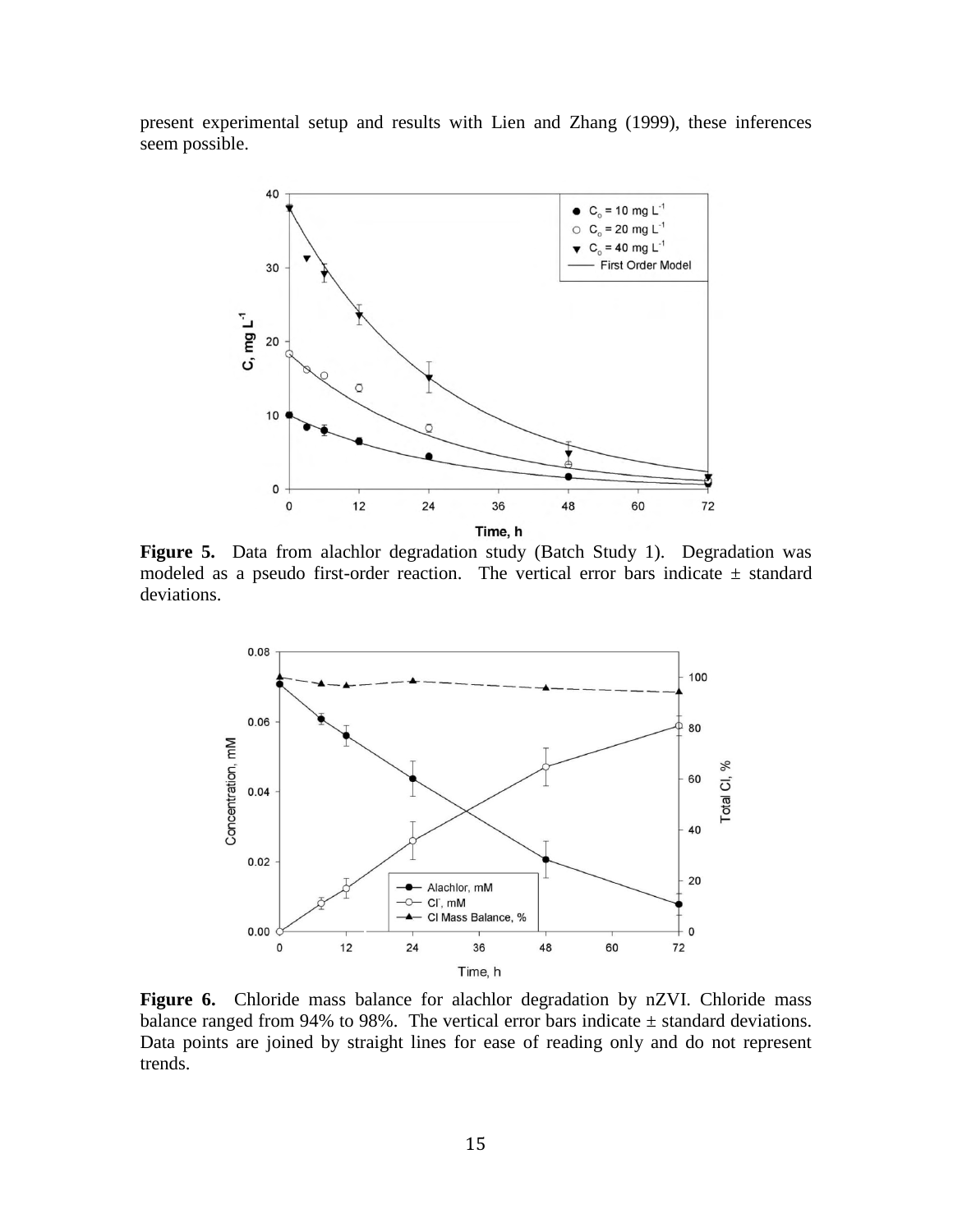present experimental setup and results with Lien and Zhang (1999), these inferences seem possible.

**Figure 5.** Data from alachlor degradation study (Batch Study 1). Degradation was modeled as a pseudo first-order reaction. The vertical error bars indicate ± standard deviations.

**Figure 6.** Chloride mass balance for alachlor degradation by nZVI. Chloride mass balance ranged from 94% to 98%. The vertical error bars indicate ± standard deviations. Data points are joined by straight lines for ease of reading only and do not represent trends.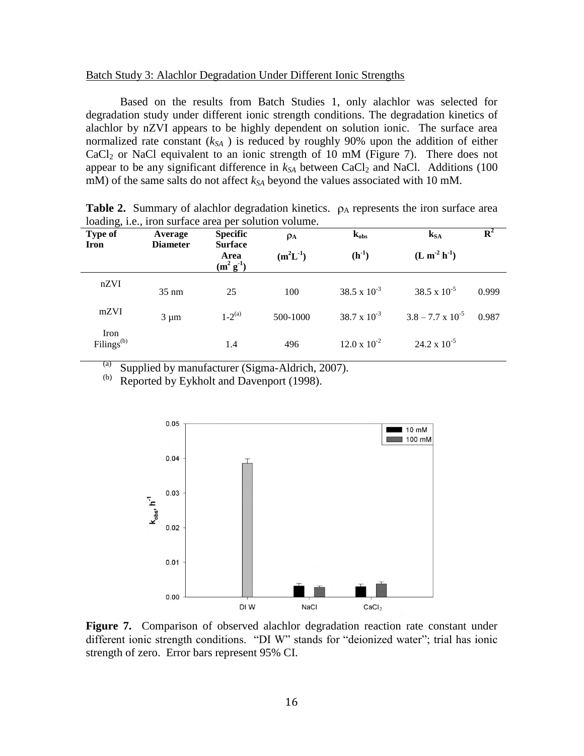Batch Study 3: Alachlor Degradation Under Different Ionic Strengths

Based on the results from Batch Studies 1, only alachlor was selected for degradation study under different ionic strength conditions. The degradation kinetics of alachlor by nZVI appears to be highly dependent on solution ionic. The surface area normalized rate constant ($k_{SA}$ ) is reduced by roughly 90% upon the addition of either $CaCl_2$ or NaCl equivalent to an ionic strength of 10 mM (Figure 7). There does not appear to be any significant difference in $k_{SA}$ between $CaCl_2$ and NaCl. Additions (100 mM) of the same salts do not affect $k_{SA}$ beyond the values associated with 10 mM.

**Table 2.** Summary of alachlor degradation kinetics. $\rho_A$ represents the iron surface area loading, i.e., iron surface area per solution volume.

| Type of Iron | Average Diameter | Specific Surface Area ($m^2\,g^{-1}$) | $\rho_A$ ($m^2L^{-1}$) | $k_{obs}$ ($h^{-1}$) | $k_{SA}$ ($L\,m^{-2}\,h^{-1}$) | $R^2$ |
|---|---|---|---|---|---|---|
| nZVI | 35 nm | 25 | 100 | $38.5 \times 10^{-3}$ | $38.5 \times 10^{-5}$ | 0.999 |
| mZVI | 3 μm | 1-2[(a)] | 500-1000 | $38.7 \times 10^{-3}$ | $3.8 - 7.7 \times 10^{-5}$ | 0.987 |
| Iron Filings[(b)] | | 1.4 | 496 | $12.0 \times 10^{-2}$ | $24.2 \times 10^{-5}$ | |

[(a)] Supplied by manufacturer (Sigma-Aldrich, 2007).
[(b)] Reported by Eykholt and Davenport (1998).

**Figure 7.** Comparison of observed alachlor degradation reaction rate constant under different ionic strength conditions. "DI W" stands for "deionized water"; trial has ionic strength of zero. Error bars represent 95% CI.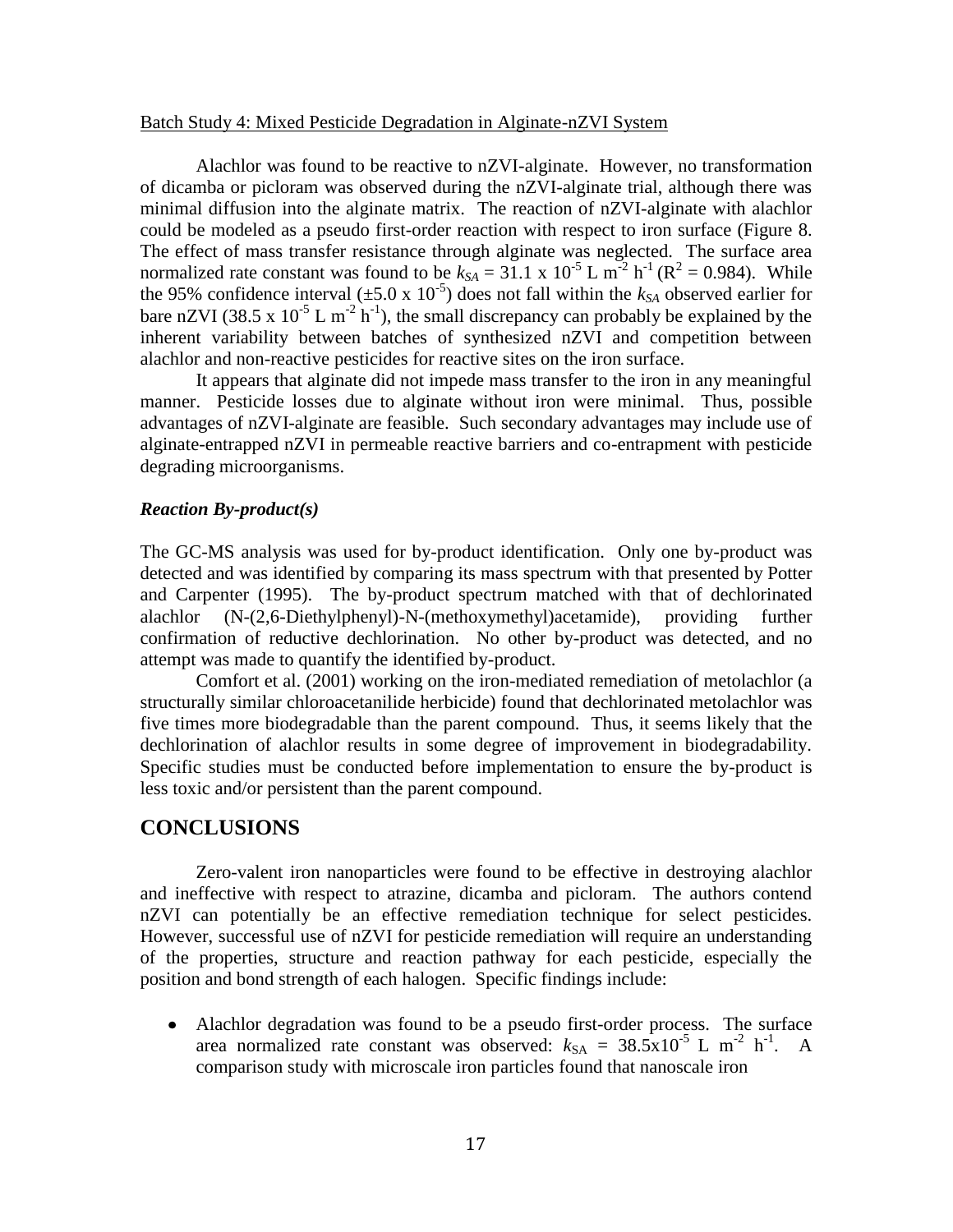Batch Study 4: Mixed Pesticide Degradation in Alginate-nZVI System

Alachlor was found to be reactive to nZVI-alginate. However, no transformation of dicamba or picloram was observed during the nZVI-alginate trial, although there was minimal diffusion into the alginate matrix. The reaction of nZVI-alginate with alachlor could be modeled as a pseudo first-order reaction with respect to iron surface (Figure 8. The effect of mass transfer resistance through alginate was neglected. The surface area normalized rate constant was found to be $k_{SA} = 31.1 \times 10^{-5}$ L m$^{-2}$ h$^{-1}$ ($R^2 = 0.984$). While the 95% confidence interval ($\pm 5.0 \times 10^{-5}$) does not fall within the $k_{SA}$ observed earlier for bare nZVI ($38.5 \times 10^{-5}$ L m$^{-2}$ h$^{-1}$), the small discrepancy can probably be explained by the inherent variability between batches of synthesized nZVI and competition between alachlor and non-reactive pesticides for reactive sites on the iron surface.

It appears that alginate did not impede mass transfer to the iron in any meaningful manner. Pesticide losses due to alginate without iron were minimal. Thus, possible advantages of nZVI-alginate are feasible. Such secondary advantages may include use of alginate-entrapped nZVI in permeable reactive barriers and co-entrapment with pesticide degrading microorganisms.

***Reaction By-product(s)***

The GC-MS analysis was used for by-product identification. Only one by-product was detected and was identified by comparing its mass spectrum with that presented by Potter and Carpenter (1995). The by-product spectrum matched with that of dechlorinated alachlor (N-(2,6-Diethylphenyl)-N-(methoxymethyl)acetamide), providing further confirmation of reductive dechlorination. No other by-product was detected, and no attempt was made to quantify the identified by-product.

Comfort et al. (2001) working on the iron-mediated remediation of metolachlor (a structurally similar chloroacetanilide herbicide) found that dechlorinated metolachlor was five times more biodegradable than the parent compound. Thus, it seems likely that the dechlorination of alachlor results in some degree of improvement in biodegradability. Specific studies must be conducted before implementation to ensure the by-product is less toxic and/or persistent than the parent compound.

## CONCLUSIONS

Zero-valent iron nanoparticles were found to be effective in destroying alachlor and ineffective with respect to atrazine, dicamba and picloram. The authors contend nZVI can potentially be an effective remediation technique for select pesticides. However, successful use of nZVI for pesticide remediation will require an understanding of the properties, structure and reaction pathway for each pesticide, especially the position and bond strength of each halogen. Specific findings include:

- Alachlor degradation was found to be a pseudo first-order process. The surface area normalized rate constant was observed: $k_{SA} = 38.5 \times 10^{-5}$ L m$^{-2}$ h$^{-1}$. A comparison study with microscale iron particles found that nanoscale iron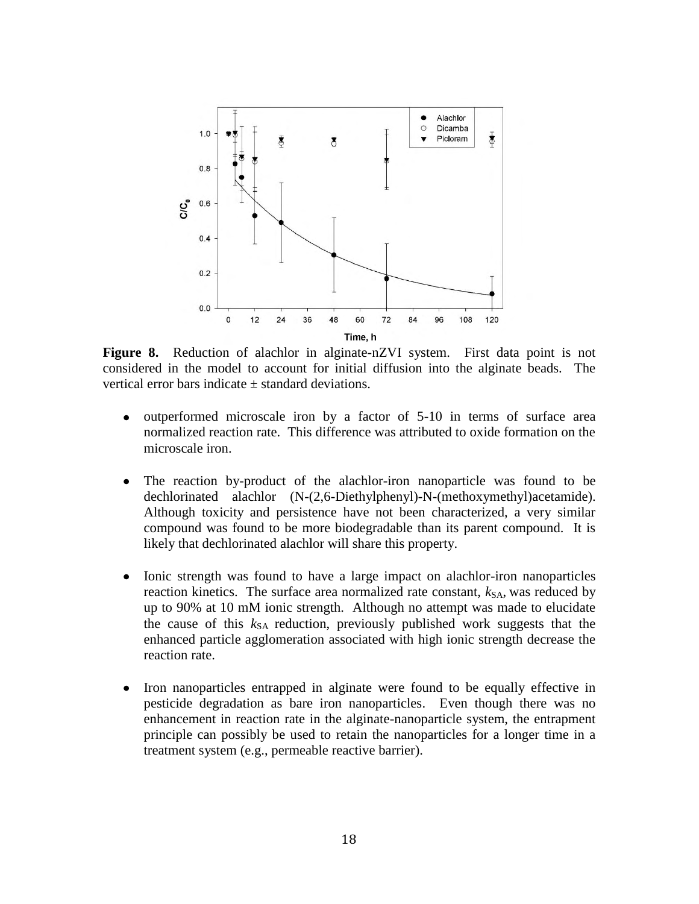**Figure 8.** Reduction of alachlor in alginate-nZVI system. First data point is not considered in the model to account for initial diffusion into the alginate beads. The vertical error bars indicate ± standard deviations.

- outperformed microscale iron by a factor of 5-10 in terms of surface area normalized reaction rate. This difference was attributed to oxide formation on the microscale iron.

- The reaction by-product of the alachlor-iron nanoparticle was found to be dechlorinated alachlor (N-(2,6-Diethylphenyl)-N-(methoxymethyl)acetamide). Although toxicity and persistence have not been characterized, a very similar compound was found to be more biodegradable than its parent compound. It is likely that dechlorinated alachlor will share this property.

- Ionic strength was found to have a large impact on alachlor-iron nanoparticles reaction kinetics. The surface area normalized rate constant, $k_{SA}$, was reduced by up to 90% at 10 mM ionic strength. Although no attempt was made to elucidate the cause of this $k_{SA}$ reduction, previously published work suggests that the enhanced particle agglomeration associated with high ionic strength decrease the reaction rate.

- Iron nanoparticles entrapped in alginate were found to be equally effective in pesticide degradation as bare iron nanoparticles. Even though there was no enhancement in reaction rate in the alginate-nanoparticle system, the entrapment principle can possibly be used to retain the nanoparticles for a longer time in a treatment system (e.g., permeable reactive barrier).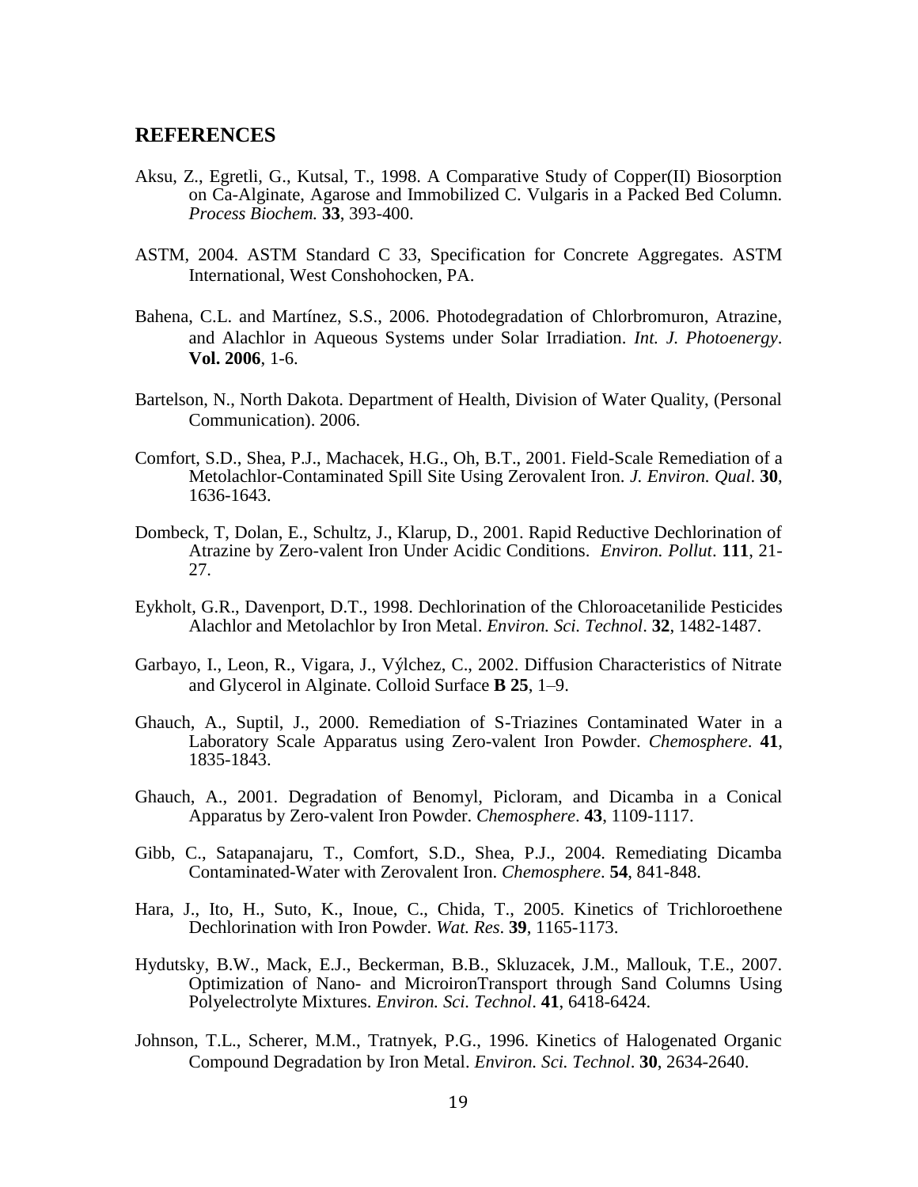# REFERENCES

Aksu, Z., Egretli, G., Kutsal, T., 1998. A Comparative Study of Copper(II) Biosorption on Ca-Alginate, Agarose and Immobilized C. Vulgaris in a Packed Bed Column. *Process Biochem.* **33**, 393-400.

ASTM, 2004. ASTM Standard C 33, Specification for Concrete Aggregates. ASTM International, West Conshohocken, PA.

Bahena, C.L. and Martínez, S.S., 2006. Photodegradation of Chlorbromuron, Atrazine, and Alachlor in Aqueous Systems under Solar Irradiation. *Int. J. Photoenergy*. **Vol. 2006**, 1-6.

Bartelson, N., North Dakota. Department of Health, Division of Water Quality, (Personal Communication). 2006.

Comfort, S.D., Shea, P.J., Machacek, H.G., Oh, B.T., 2001. Field-Scale Remediation of a Metolachlor-Contaminated Spill Site Using Zerovalent Iron. *J. Environ. Qual*. **30**, 1636-1643.

Dombeck, T, Dolan, E., Schultz, J., Klarup, D., 2001. Rapid Reductive Dechlorination of Atrazine by Zero-valent Iron Under Acidic Conditions. *Environ. Pollut*. **111**, 21-27.

Eykholt, G.R., Davenport, D.T., 1998. Dechlorination of the Chloroacetanilide Pesticides Alachlor and Metolachlor by Iron Metal. *Environ. Sci. Technol*. **32**, 1482-1487.

Garbayo, I., Leon, R., Vigara, J., Výlchez, C., 2002. Diffusion Characteristics of Nitrate and Glycerol in Alginate. Colloid Surface **B 25**, 1–9.

Ghauch, A., Suptil, J., 2000. Remediation of S-Triazines Contaminated Water in a Laboratory Scale Apparatus using Zero-valent Iron Powder. *Chemosphere*. **41**, 1835-1843.

Ghauch, A., 2001. Degradation of Benomyl, Picloram, and Dicamba in a Conical Apparatus by Zero-valent Iron Powder. *Chemosphere*. **43**, 1109-1117.

Gibb, C., Satapanajaru, T., Comfort, S.D., Shea, P.J., 2004. Remediating Dicamba Contaminated-Water with Zerovalent Iron. *Chemosphere*. **54**, 841-848.

Hara, J., Ito, H., Suto, K., Inoue, C., Chida, T., 2005. Kinetics of Trichloroethene Dechlorination with Iron Powder. *Wat. Res*. **39**, 1165-1173.

Hydutsky, B.W., Mack, E.J., Beckerman, B.B., Skluzacek, J.M., Mallouk, T.E., 2007. Optimization of Nano- and MicroironTransport through Sand Columns Using Polyelectrolyte Mixtures. *Environ. Sci. Technol*. **41**, 6418-6424.

Johnson, T.L., Scherer, M.M., Tratnyek, P.G., 1996. Kinetics of Halogenated Organic Compound Degradation by Iron Metal. *Environ. Sci. Technol*. **30**, 2634-2640.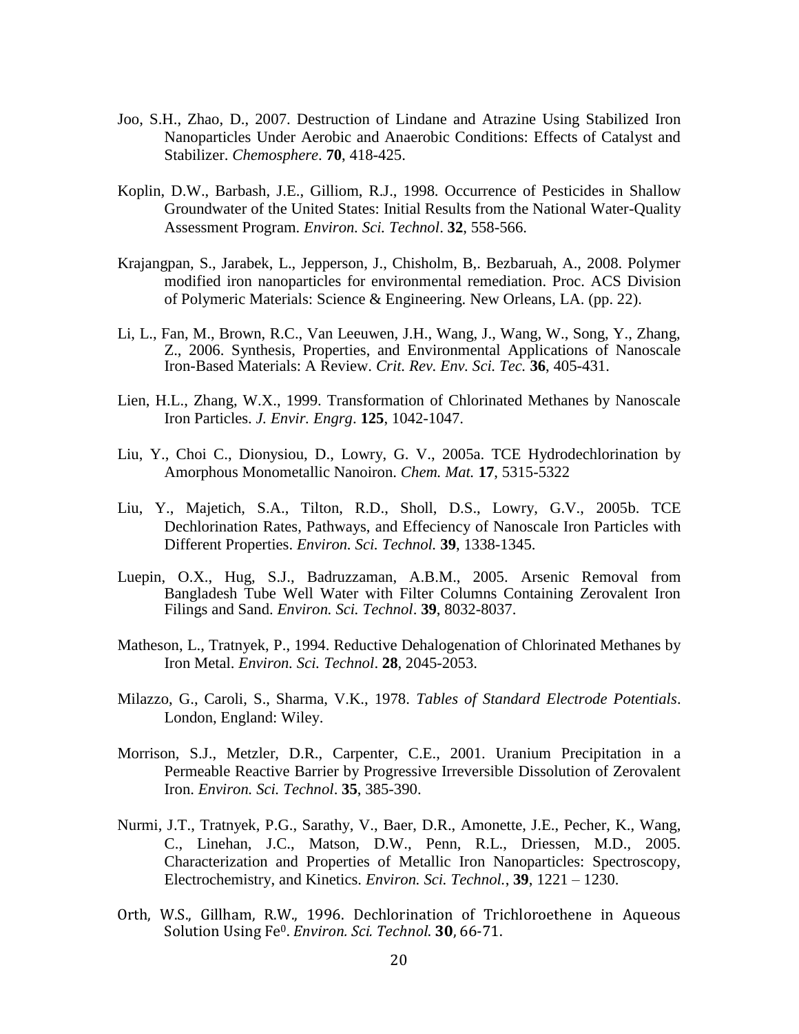Joo, S.H., Zhao, D., 2007. Destruction of Lindane and Atrazine Using Stabilized Iron Nanoparticles Under Aerobic and Anaerobic Conditions: Effects of Catalyst and Stabilizer. *Chemosphere*. **70**, 418-425.

Koplin, D.W., Barbash, J.E., Gilliom, R.J., 1998. Occurrence of Pesticides in Shallow Groundwater of the United States: Initial Results from the National Water-Quality Assessment Program. *Environ. Sci. Technol*. **32**, 558-566.

Krajangpan, S., Jarabek, L., Jepperson, J., Chisholm, B,. Bezbaruah, A., 2008. Polymer modified iron nanoparticles for environmental remediation. Proc. ACS Division of Polymeric Materials: Science & Engineering. New Orleans, LA. (pp. 22).

Li, L., Fan, M., Brown, R.C., Van Leeuwen, J.H., Wang, J., Wang, W., Song, Y., Zhang, Z., 2006. Synthesis, Properties, and Environmental Applications of Nanoscale Iron-Based Materials: A Review. *Crit. Rev. Env. Sci. Tec.* **36**, 405-431.

Lien, H.L., Zhang, W.X., 1999. Transformation of Chlorinated Methanes by Nanoscale Iron Particles. *J. Envir. Engrg*. **125**, 1042-1047.

Liu, Y., Choi C., Dionysiou, D., Lowry, G. V., 2005a. TCE Hydrodechlorination by Amorphous Monometallic Nanoiron. *Chem. Mat.* **17**, 5315-5322

Liu, Y., Majetich, S.A., Tilton, R.D., Sholl, D.S., Lowry, G.V., 2005b. TCE Dechlorination Rates, Pathways, and Effeciency of Nanoscale Iron Particles with Different Properties. *Environ. Sci. Technol.* **39**, 1338-1345.

Luepin, O.X., Hug, S.J., Badruzzaman, A.B.M., 2005. Arsenic Removal from Bangladesh Tube Well Water with Filter Columns Containing Zerovalent Iron Filings and Sand. *Environ. Sci. Technol*. **39**, 8032-8037.

Matheson, L., Tratnyek, P., 1994. Reductive Dehalogenation of Chlorinated Methanes by Iron Metal. *Environ. Sci. Technol*. **28**, 2045-2053.

Milazzo, G., Caroli, S., Sharma, V.K., 1978. *Tables of Standard Electrode Potentials*. London, England: Wiley.

Morrison, S.J., Metzler, D.R., Carpenter, C.E., 2001. Uranium Precipitation in a Permeable Reactive Barrier by Progressive Irreversible Dissolution of Zerovalent Iron. *Environ. Sci. Technol*. **35**, 385-390.

Nurmi, J.T., Tratnyek, P.G., Sarathy, V., Baer, D.R., Amonette, J.E., Pecher, K., Wang, C., Linehan, J.C., Matson, D.W., Penn, R.L., Driessen, M.D., 2005. Characterization and Properties of Metallic Iron Nanoparticles: Spectroscopy, Electrochemistry, and Kinetics. *Environ. Sci. Technol.*, **39**, 1221 – 1230.

Orth, W.S., Gillham, R.W., 1996. Dechlorination of Trichloroethene in Aqueous Solution Using $Fe^0$. *Environ. Sci. Technol.* **30**, 66-71.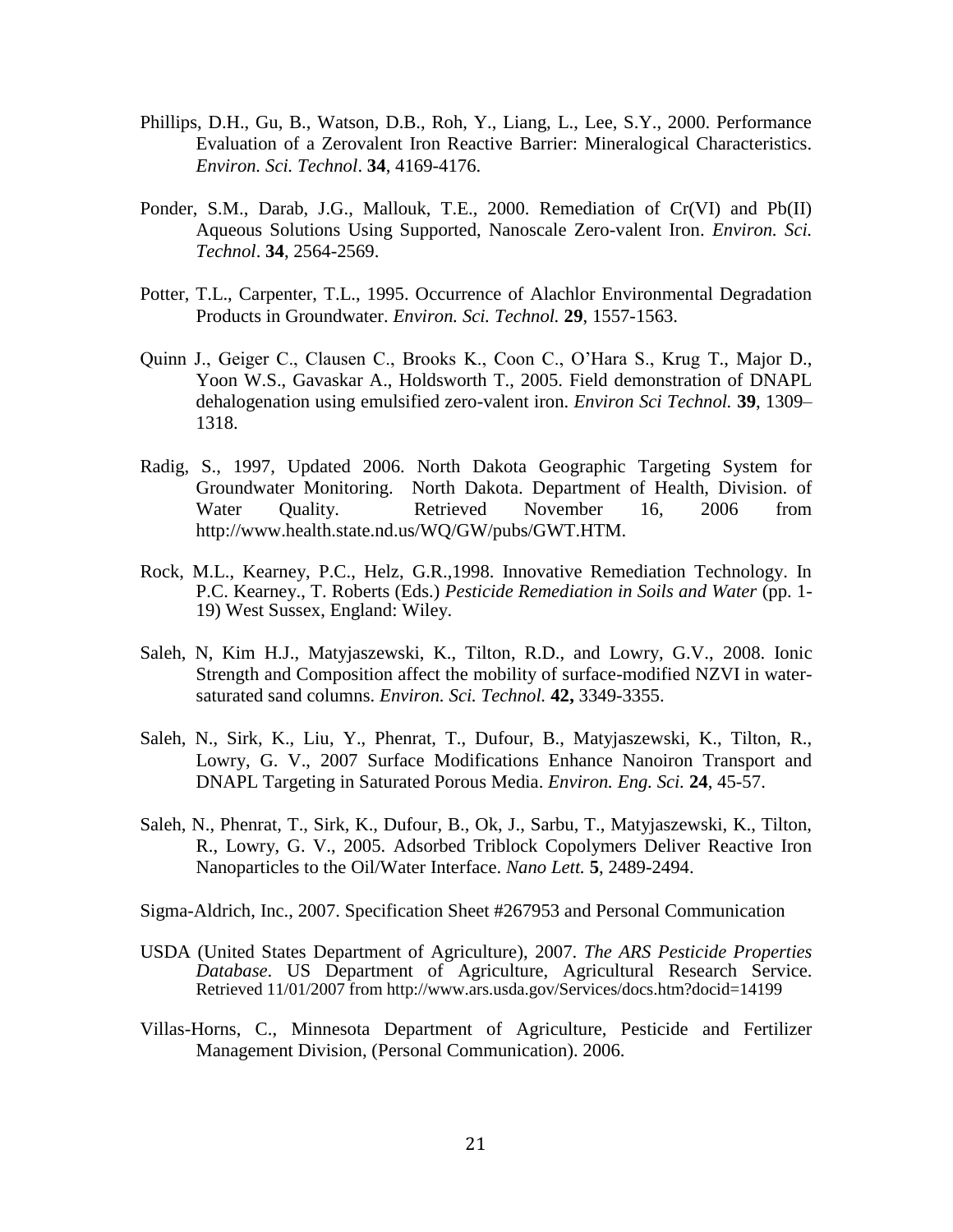Phillips, D.H., Gu, B., Watson, D.B., Roh, Y., Liang, L., Lee, S.Y., 2000. Performance Evaluation of a Zerovalent Iron Reactive Barrier: Mineralogical Characteristics. *Environ. Sci. Technol*. **34**, 4169-4176.

Ponder, S.M., Darab, J.G., Mallouk, T.E., 2000. Remediation of Cr(VI) and Pb(II) Aqueous Solutions Using Supported, Nanoscale Zero-valent Iron. *Environ. Sci. Technol*. **34**, 2564-2569.

Potter, T.L., Carpenter, T.L., 1995. Occurrence of Alachlor Environmental Degradation Products in Groundwater. *Environ. Sci. Technol.* **29**, 1557-1563.

Quinn J., Geiger C., Clausen C., Brooks K., Coon C., O'Hara S., Krug T., Major D., Yoon W.S., Gavaskar A., Holdsworth T., 2005. Field demonstration of DNAPL dehalogenation using emulsified zero-valent iron. *Environ Sci Technol.* **39**, 1309–1318.

Radig, S., 1997, Updated 2006. North Dakota Geographic Targeting System for Groundwater Monitoring. North Dakota. Department of Health, Division. of Water Quality. Retrieved November 16, 2006 from http://www.health.state.nd.us/WQ/GW/pubs/GWT.HTM.

Rock, M.L., Kearney, P.C., Helz, G.R.,1998. Innovative Remediation Technology. In P.C. Kearney., T. Roberts (Eds.) *Pesticide Remediation in Soils and Water* (pp. 1-19) West Sussex, England: Wiley.

Saleh, N, Kim H.J., Matyjaszewski, K., Tilton, R.D., and Lowry, G.V., 2008. Ionic Strength and Composition affect the mobility of surface-modified NZVI in water-saturated sand columns. *Environ. Sci. Technol.* **42,** 3349-3355.

Saleh, N., Sirk, K., Liu, Y., Phenrat, T., Dufour, B., Matyjaszewski, K., Tilton, R., Lowry, G. V., 2007 Surface Modifications Enhance Nanoiron Transport and DNAPL Targeting in Saturated Porous Media. *Environ. Eng. Sci.* **24**, 45-57.

Saleh, N., Phenrat, T., Sirk, K., Dufour, B., Ok, J., Sarbu, T., Matyjaszewski, K., Tilton, R., Lowry, G. V., 2005. Adsorbed Triblock Copolymers Deliver Reactive Iron Nanoparticles to the Oil/Water Interface. *Nano Lett.* **5**, 2489-2494.

Sigma-Aldrich, Inc., 2007. Specification Sheet #267953 and Personal Communication

USDA (United States Department of Agriculture), 2007. *The ARS Pesticide Properties Database*. US Department of Agriculture, Agricultural Research Service. Retrieved 11/01/2007 from http://www.ars.usda.gov/Services/docs.htm?docid=14199

Villas-Horns, C., Minnesota Department of Agriculture, Pesticide and Fertilizer Management Division, (Personal Communication). 2006.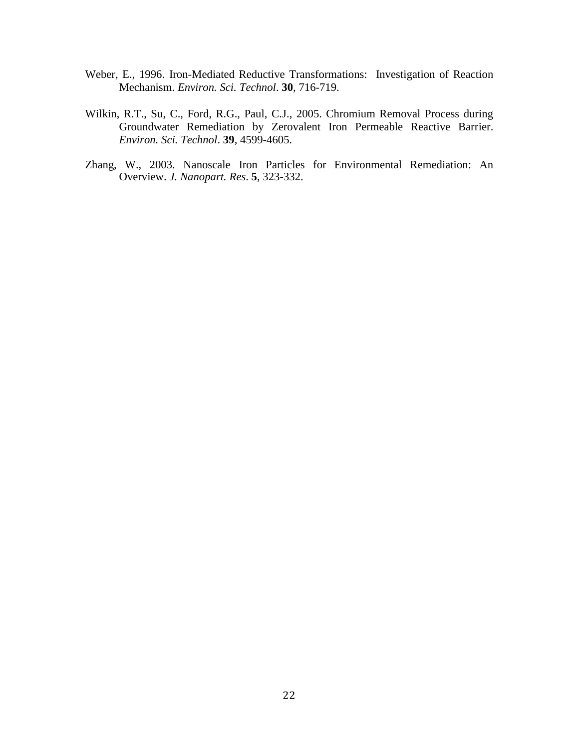Weber, E., 1996. Iron-Mediated Reductive Transformations: Investigation of Reaction Mechanism. *Environ. Sci. Technol*. **30**, 716-719.

Wilkin, R.T., Su, C., Ford, R.G., Paul, C.J., 2005. Chromium Removal Process during Groundwater Remediation by Zerovalent Iron Permeable Reactive Barrier. *Environ. Sci. Technol*. **39**, 4599-4605.

Zhang, W., 2003. Nanoscale Iron Particles for Environmental Remediation: An Overview. *J. Nanopart. Res*. **5**, 323-332.